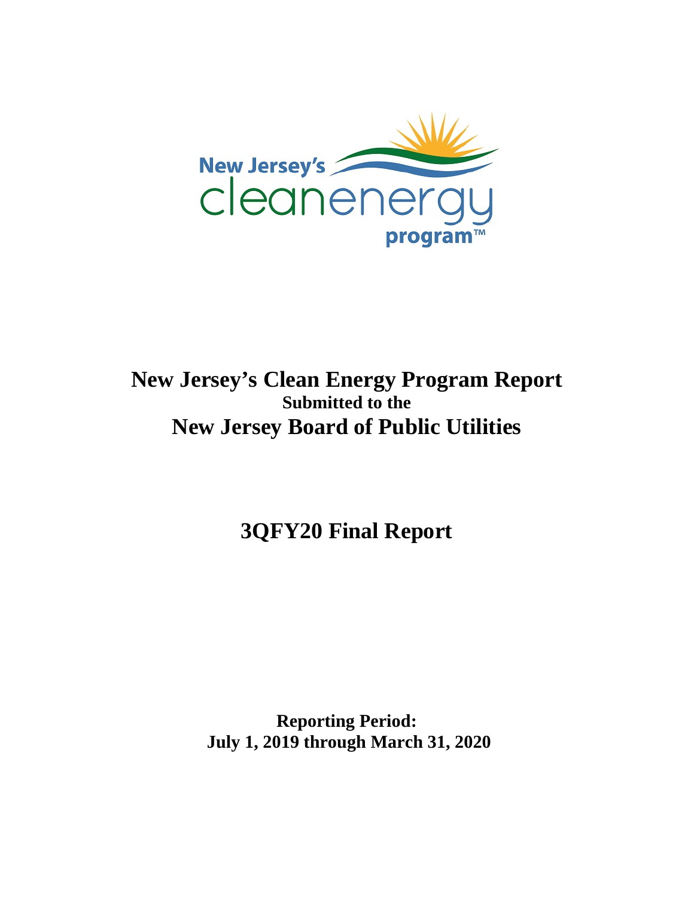New Jersey's cleanenergy program™

# New Jersey's Clean Energy Program Report

**Submitted to the**

# New Jersey Board of Public Utilities

## 3QFY20 Final Report

**Reporting Period:**
**July 1, 2019 through March 31, 2020**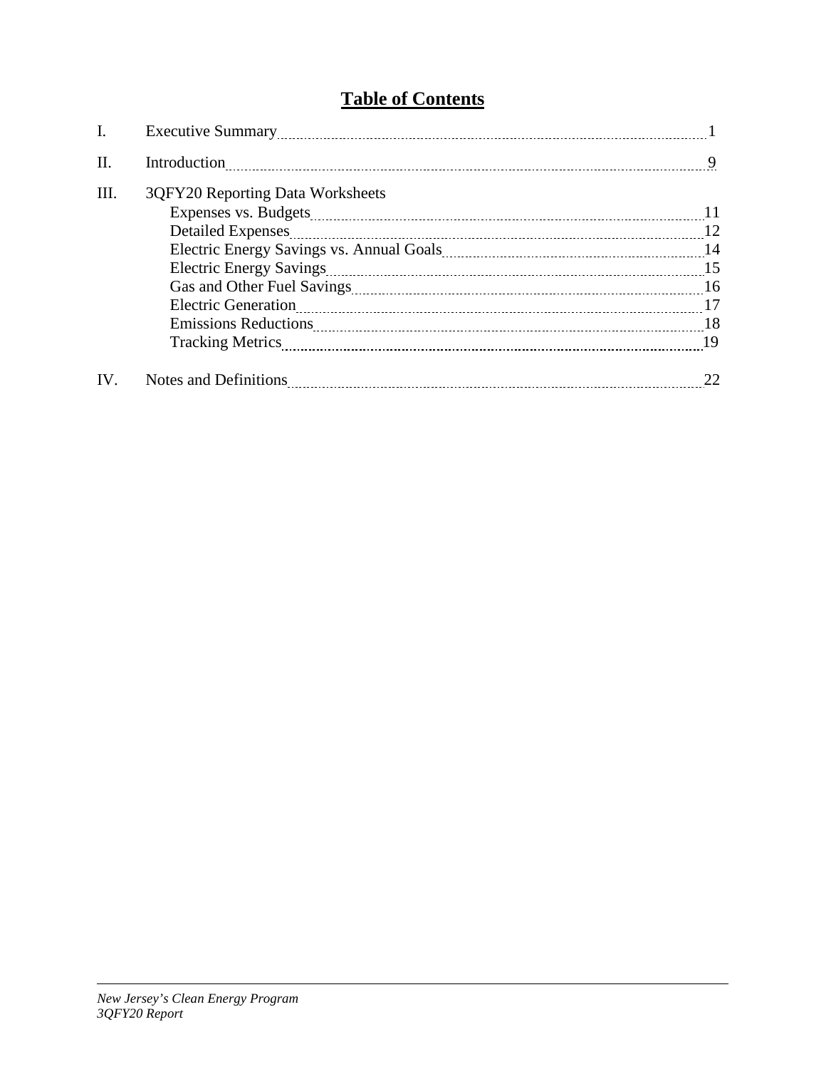# Table of Contents

| | | |
|---|---|---|
| I. | Executive Summary | 1 |
| II. | Introduction | 9 |
| III. | 3QFY20 Reporting Data Worksheets | |
| | Expenses vs. Budgets | 11 |
| | Detailed Expenses | 12 |
| | Electric Energy Savings vs. Annual Goals | 14 |
| | Electric Energy Savings | 15 |
| | Gas and Other Fuel Savings | 16 |
| | Electric Generation | 17 |
| | Emissions Reductions | 18 |
| | Tracking Metrics | 19 |
| IV. | Notes and Definitions | 22 |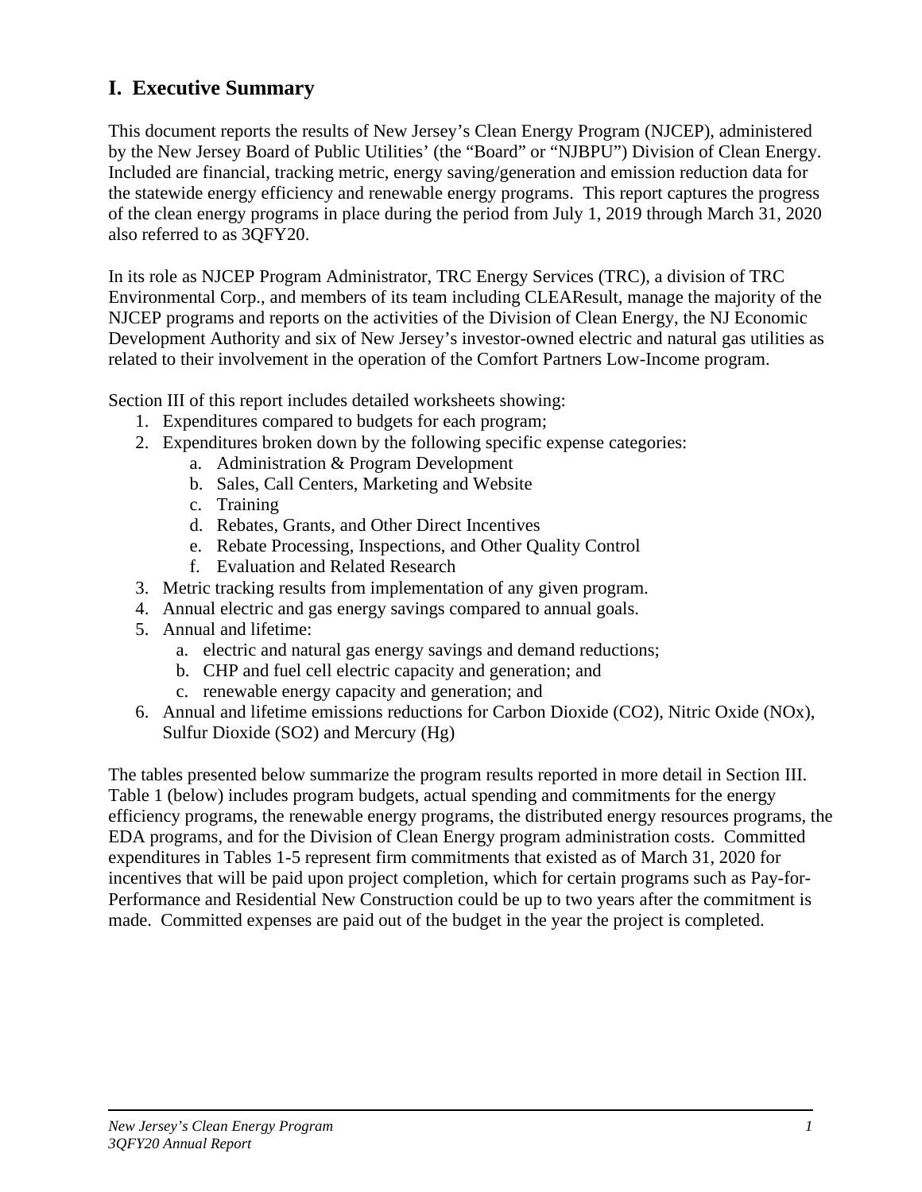# I. Executive Summary

This document reports the results of New Jersey's Clean Energy Program (NJCEP), administered by the New Jersey Board of Public Utilities' (the "Board" or "NJBPU") Division of Clean Energy. Included are financial, tracking metric, energy saving/generation and emission reduction data for the statewide energy efficiency and renewable energy programs. This report captures the progress of the clean energy programs in place during the period from July 1, 2019 through March 31, 2020 also referred to as 3QFY20.

In its role as NJCEP Program Administrator, TRC Energy Services (TRC), a division of TRC Environmental Corp., and members of its team including CLEAResult, manage the majority of the NJCEP programs and reports on the activities of the Division of Clean Energy, the NJ Economic Development Authority and six of New Jersey's investor-owned electric and natural gas utilities as related to their involvement in the operation of the Comfort Partners Low-Income program.

Section III of this report includes detailed worksheets showing:

1. Expenditures compared to budgets for each program;
2. Expenditures broken down by the following specific expense categories:
   a. Administration & Program Development
   b. Sales, Call Centers, Marketing and Website
   c. Training
   d. Rebates, Grants, and Other Direct Incentives
   e. Rebate Processing, Inspections, and Other Quality Control
   f. Evaluation and Related Research
3. Metric tracking results from implementation of any given program.
4. Annual electric and gas energy savings compared to annual goals.
5. Annual and lifetime:
   a. electric and natural gas energy savings and demand reductions;
   b. CHP and fuel cell electric capacity and generation; and
   c. renewable energy capacity and generation; and
6. Annual and lifetime emissions reductions for Carbon Dioxide (CO2), Nitric Oxide (NOx), Sulfur Dioxide (SO2) and Mercury (Hg)

The tables presented below summarize the program results reported in more detail in Section III. Table 1 (below) includes program budgets, actual spending and commitments for the energy efficiency programs, the renewable energy programs, the distributed energy resources programs, the EDA programs, and for the Division of Clean Energy program administration costs. Committed expenditures in Tables 1-5 represent firm commitments that existed as of March 31, 2020 for incentives that will be paid upon project completion, which for certain programs such as Pay-for-Performance and Residential New Construction could be up to two years after the commitment is made. Committed expenses are paid out of the budget in the year the project is completed.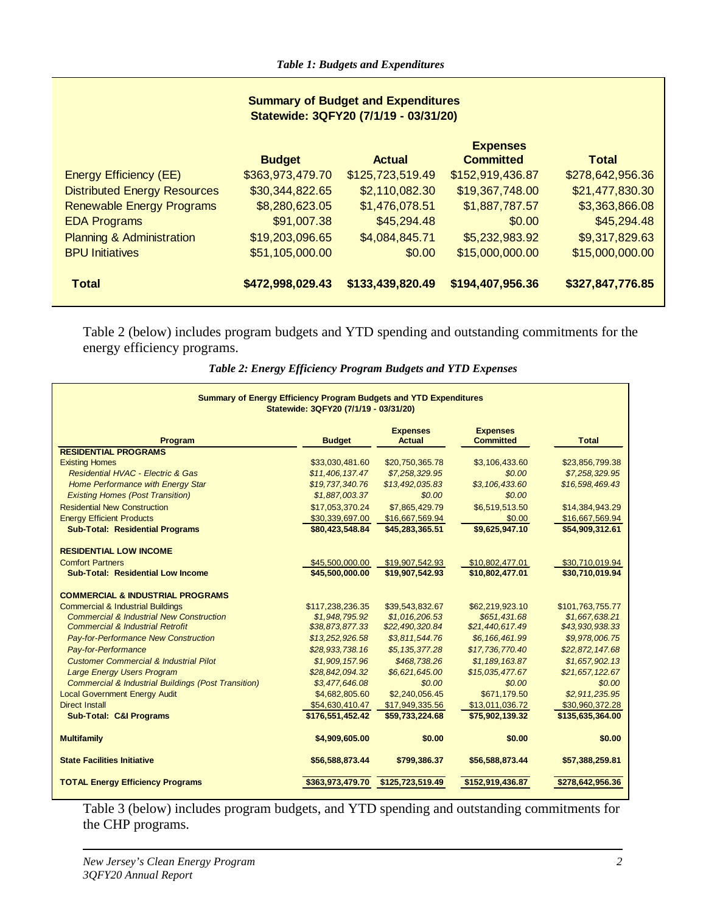*Table 1: Budgets and Expenditures*

| Summary of Budget and Expenditures<br>Statewide: 3QFY20 (7/1/19 - 03/31/20) | | | | |
|---|---|---|---|---|
| | **Budget** | **Actual** | **Expenses Committed** | **Total** |
| Energy Efficiency (EE) | $363,973,479.70 | $125,723,519.49 | $152,919,436.87 | $278,642,956.36 |
| Distributed Energy Resources | $30,344,822.65 | $2,110,082.30 | $19,367,748.00 | $21,477,830.30 |
| Renewable Energy Programs | $8,280,623.05 | $1,476,078.51 | $1,887,787.57 | $3,363,866.08 |
| EDA Programs | $91,007.38 | $45,294.48 | $0.00 | $45,294.48 |
| Planning & Administration | $19,203,096.65 | $4,084,845.71 | $5,232,983.92 | $9,317,829.63 |
| BPU Initiatives | $51,105,000.00 | $0.00 | $15,000,000.00 | $15,000,000.00 |
| **Total** | **$472,998,029.43** | **$133,439,820.49** | **$194,407,956.36** | **$327,847,776.85** |

Table 2 (below) includes program budgets and YTD spending and outstanding commitments for the energy efficiency programs.

*Table 2: Energy Efficiency Program Budgets and YTD Expenses*

| Summary of Energy Efficiency Program Budgets and YTD Expenditures<br>Statewide: 3QFY20 (7/1/19 - 03/31/20) | | | | |
|---|---|---|---|---|
| **Program** | **Budget** | **Expenses Actual** | **Expenses Committed** | **Total** |
| **RESIDENTIAL PROGRAMS** | | | | |
| Existing Homes | $33,030,481.60 | $20,750,365.78 | $3,106,433.60 | $23,856,799.38 |
| *Residential HVAC - Electric & Gas* | *$11,406,137.47* | *$7,258,329.95* | *$0.00* | *$7,258,329.95* |
| *Home Performance with Energy Star* | *$19,737,340.76* | *$13,492,035.83* | *$3,106,433.60* | *$16,598,469.43* |
| *Existing Homes (Post Transition)* | *$1,887,003.37* | *$0.00* | *$0.00* | *$0.00* |
| Residential New Construction | $17,053,370.24 | $7,865,429.79 | $6,519,513.50 | $14,384,943.29 |
| Energy Efficient Products | $30,339,697.00 | $16,667,569.94 | $0.00 | $16,667,569.94 |
| **Sub-Total: Residential Programs** | **$80,423,548.84** | **$45,283,365.51** | **$9,625,947.10** | **$54,909,312.61** |
| **RESIDENTIAL LOW INCOME** | | | | |
| Comfort Partners | $45,500,000.00 | $19,907,542.93 | $10,802,477.01 | $30,710,019.94 |
| **Sub-Total: Residential Low Income** | **$45,500,000.00** | **$19,907,542.93** | **$10,802,477.01** | **$30,710,019.94** |
| **COMMERCIAL & INDUSTRIAL PROGRAMS** | | | | |
| Commercial & Industrial Buildings | $117,238,236.35 | $39,543,832.67 | $62,219,923.10 | $101,763,755.77 |
| *Commercial & Industrial New Construction* | *$1,948,795.92* | *$1,016,206.53* | *$651,431.68* | *$1,667,638.21* |
| *Commercial & Industrial Retrofit* | *$38,873,877.33* | *$22,490,320.84* | *$21,440,617.49* | *$43,930,938.33* |
| *Pay-for-Performance New Construction* | *$13,252,926.58* | *$3,811,544.76* | *$6,166,461.99* | *$9,978,006.75* |
| *Pay-for-Performance* | *$28,933,738.16* | *$5,135,377.28* | *$17,736,770.40* | *$22,872,147.68* |
| *Customer Commercial & Industrial Pilot* | *$1,909,157.96* | *$468,738.26* | *$1,189,163.87* | *$1,657,902.13* |
| *Large Energy Users Program* | *$28,842,094.32* | *$6,621,645.00* | *$15,035,477.67* | *$21,657,122.67* |
| *Commercial & Industrial Buildings (Post Transition)* | *$3,477,646.08* | *$0.00* | *$0.00* | *$0.00* |
| Local Government Energy Audit | $4,682,805.60 | $2,240,056.45 | $671,179.50 | *$2,911,235.95* |
| Direct Install | $54,630,410.47 | $17,949,335.56 | $13,011,036.72 | $30,960,372.28 |
| **Sub-Total: C&I Programs** | **$176,551,452.42** | **$59,733,224.68** | **$75,902,139.32** | **$135,635,364.00** |
| **Multifamily** | **$4,909,605.00** | **$0.00** | **$0.00** | **$0.00** |
| **State Facilities Initiative** | **$56,588,873.44** | **$799,386.37** | **$56,588,873.44** | **$57,388,259.81** |
| **TOTAL Energy Efficiency Programs** | **$363,973,479.70** | **$125,723,519.49** | **$152,919,436.87** | **$278,642,956.36** |

Table 3 (below) includes program budgets, and YTD spending and outstanding commitments for the CHP programs.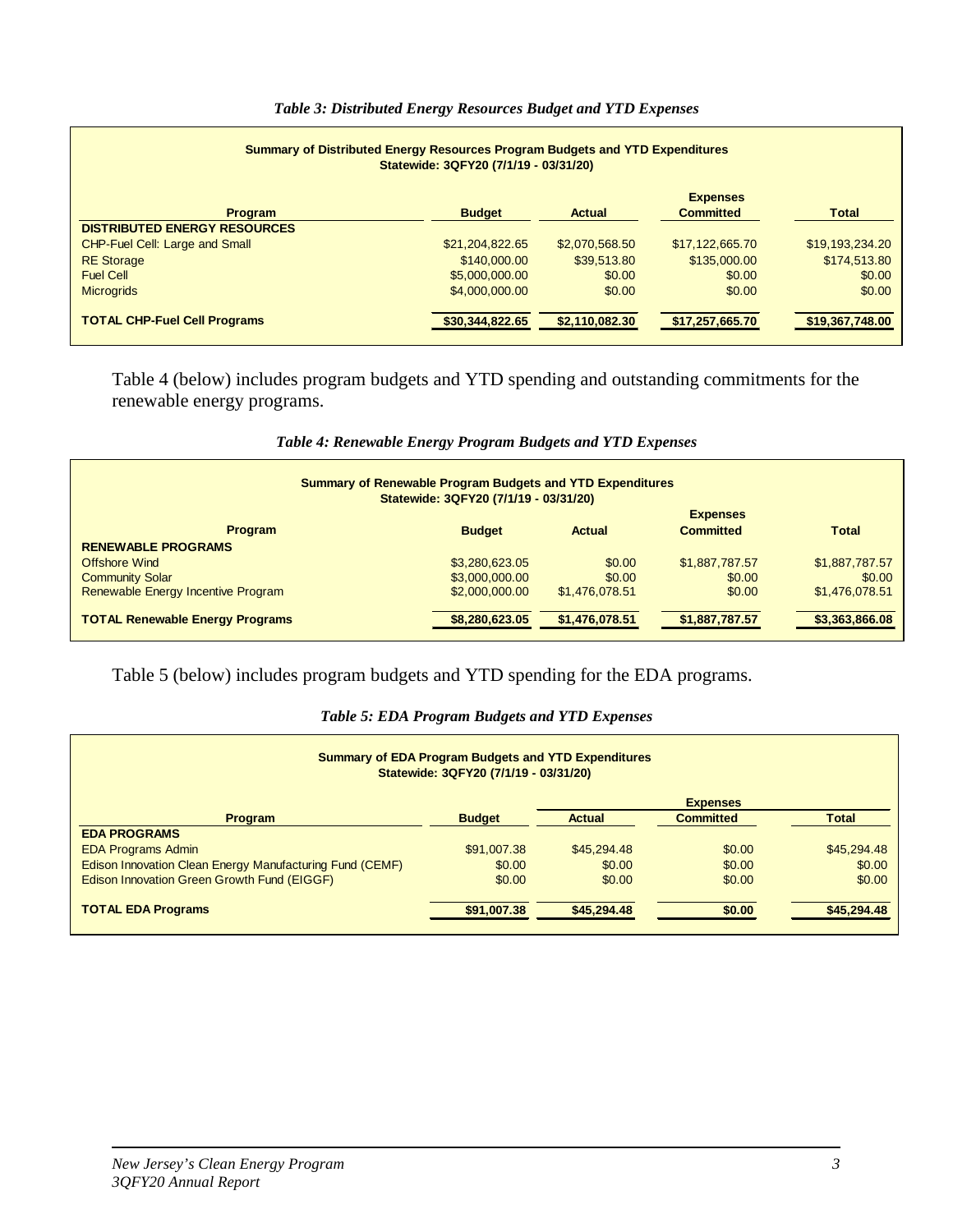*Table 3: Distributed Energy Resources Budget and YTD Expenses*

**Summary of Distributed Energy Resources Program Budgets and YTD Expenditures**
**Statewide: 3QFY20 (7/1/19 - 03/31/20)**

| Program | Budget | Actual | Expenses Committed | Total |
|---|---|---|---|---|
| **DISTRIBUTED ENERGY RESOURCES** | | | | |
| CHP-Fuel Cell: Large and Small | $21,204,822.65 | $2,070,568.50 | $17,122,665.70 | $19,193,234.20 |
| RE Storage | $140,000.00 | $39,513.80 | $135,000.00 | $174,513.80 |
| Fuel Cell | $5,000,000.00 | $0.00 | $0.00 | $0.00 |
| Microgrids | $4,000,000.00 | $0.00 | $0.00 | $0.00 |
| **TOTAL CHP-Fuel Cell Programs** | **$30,344,822.65** | **$2,110,082.30** | **$17,257,665.70** | **$19,367,748.00** |

Table 4 (below) includes program budgets and YTD spending and outstanding commitments for the renewable energy programs.

*Table 4: Renewable Energy Program Budgets and YTD Expenses*

**Summary of Renewable Program Budgets and YTD Expenditures**
**Statewide: 3QFY20 (7/1/19 - 03/31/20)**

| Program | Budget | Actual | Expenses Committed | Total |
|---|---|---|---|---|
| **RENEWABLE PROGRAMS** | | | | |
| Offshore Wind | $3,280,623.05 | $0.00 | $1,887,787.57 | $1,887,787.57 |
| Community Solar | $3,000,000.00 | $0.00 | $0.00 | $0.00 |
| Renewable Energy Incentive Program | $2,000,000.00 | $1,476,078.51 | $0.00 | $1,476,078.51 |
| **TOTAL Renewable Energy Programs** | **$8,280,623.05** | **$1,476,078.51** | **$1,887,787.57** | **$3,363,866.08** |

Table 5 (below) includes program budgets and YTD spending for the EDA programs.

*Table 5: EDA Program Budgets and YTD Expenses*

**Summary of EDA Program Budgets and YTD Expenditures**
**Statewide: 3QFY20 (7/1/19 - 03/31/20)**

| | | Expenses | | |
|---|---|---|---|---|
| **Program** | **Budget** | **Actual** | **Committed** | **Total** |
| **EDA PROGRAMS** | | | | |
| EDA Programs Admin | $91,007.38 | $45,294.48 | $0.00 | $45,294.48 |
| Edison Innovation Clean Energy Manufacturing Fund (CEMF) | $0.00 | $0.00 | $0.00 | $0.00 |
| Edison Innovation Green Growth Fund (EIGGF) | $0.00 | $0.00 | $0.00 | $0.00 |
| **TOTAL EDA Programs** | **$91,007.38** | **$45,294.48** | **$0.00** | **$45,294.48** |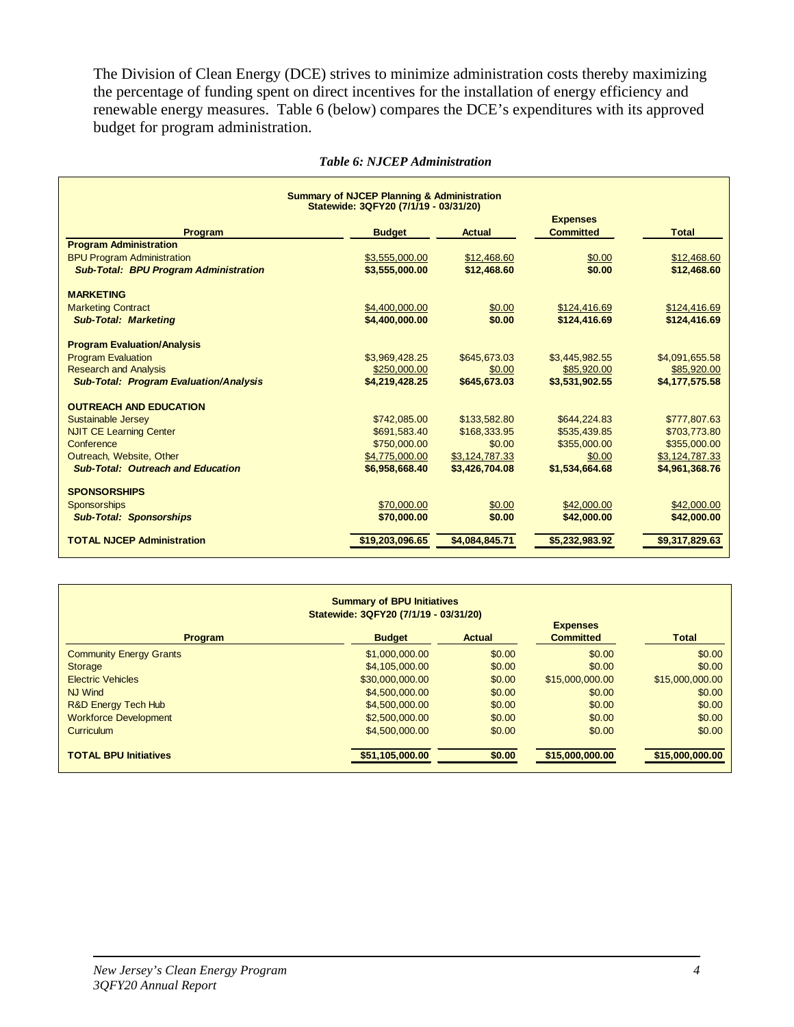The Division of Clean Energy (DCE) strives to minimize administration costs thereby maximizing the percentage of funding spent on direct incentives for the installation of energy efficiency and renewable energy measures. Table 6 (below) compares the DCE's expenditures with its approved budget for program administration.

*Table 6: NJCEP Administration*

**Summary of NJCEP Planning & Administration**
**Statewide: 3QFY20 (7/1/19 - 03/31/20)**

| Program | Budget | Actual | Expenses Committed | Total |
|---|---|---|---|---|
| **Program Administration** | | | | |
| BPU Program Administration | $3,555,000.00 | $12,468.60 | $0.00 | $12,468.60 |
| ***Sub-Total: BPU Program Administration*** | **$3,555,000.00** | **$12,468.60** | **$0.00** | **$12,468.60** |
| **MARKETING** | | | | |
| Marketing Contract | $4,400,000.00 | $0.00 | $124,416.69 | $124,416.69 |
| ***Sub-Total: Marketing*** | **$4,400,000.00** | **$0.00** | **$124,416.69** | **$124,416.69** |
| **Program Evaluation/Analysis** | | | | |
| Program Evaluation | $3,969,428.25 | $645,673.03 | $3,445,982.55 | $4,091,655.58 |
| Research and Analysis | $250,000.00 | $0.00 | $85,920.00 | $85,920.00 |
| ***Sub-Total: Program Evaluation/Analysis*** | **$4,219,428.25** | **$645,673.03** | **$3,531,902.55** | **$4,177,575.58** |
| **OUTREACH AND EDUCATION** | | | | |
| Sustainable Jersey | $742,085.00 | $133,582.80 | $644,224.83 | $777,807.63 |
| NJIT CE Learning Center | $691,583.40 | $168,333.95 | $535,439.85 | $703,773.80 |
| Conference | $750,000.00 | $0.00 | $355,000.00 | $355,000.00 |
| Outreach, Website, Other | $4,775,000.00 | $3,124,787.33 | $0.00 | $3,124,787.33 |
| ***Sub-Total: Outreach and Education*** | **$6,958,668.40** | **$3,426,704.08** | **$1,534,664.68** | **$4,961,368.76** |
| **SPONSORSHIPS** | | | | |
| Sponsorships | $70,000.00 | $0.00 | $42,000.00 | $42,000.00 |
| ***Sub-Total: Sponsorships*** | **$70,000.00** | **$0.00** | **$42,000.00** | **$42,000.00** |
| **TOTAL NJCEP Administration** | **$19,203,096.65** | **$4,084,845.71** | **$5,232,983.92** | **$9,317,829.63** |

**Summary of BPU Initiatives**
**Statewide: 3QFY20 (7/1/19 - 03/31/20)**

| Program | Budget | Actual | Expenses Committed | Total |
|---|---|---|---|---|
| Community Energy Grants | $1,000,000.00 | $0.00 | $0.00 | $0.00 |
| Storage | $4,105,000.00 | $0.00 | $0.00 | $0.00 |
| Electric Vehicles | $30,000,000.00 | $0.00 | $15,000,000.00 | $15,000,000.00 |
| NJ Wind | $4,500,000.00 | $0.00 | $0.00 | $0.00 |
| R&D Energy Tech Hub | $4,500,000.00 | $0.00 | $0.00 | $0.00 |
| Workforce Development | $2,500,000.00 | $0.00 | $0.00 | $0.00 |
| Curriculum | $4,500,000.00 | $0.00 | $0.00 | $0.00 |
| **TOTAL BPU Initiatives** | **$51,105,000.00** | **$0.00** | **$15,000,000.00** | **$15,000,000.00** |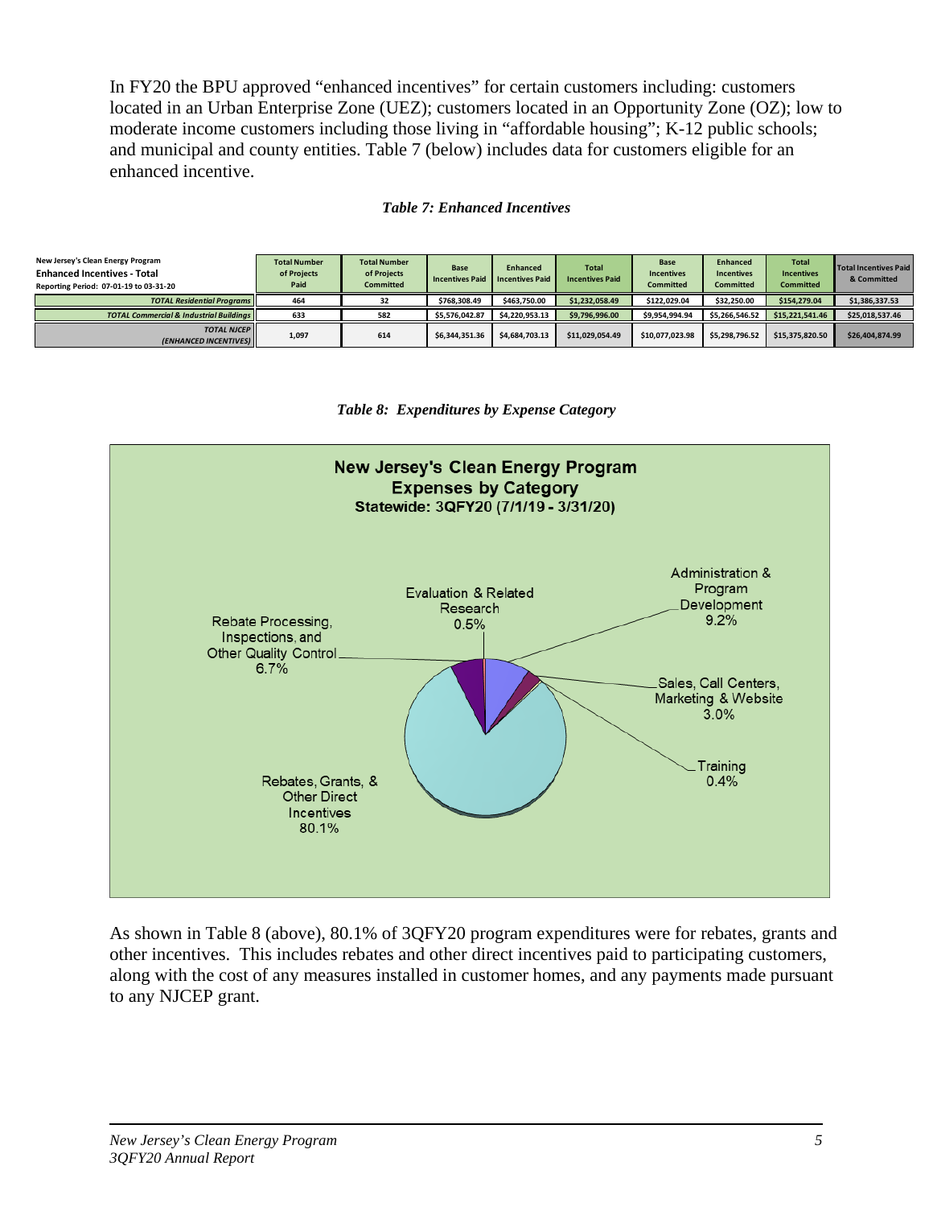In FY20 the BPU approved "enhanced incentives" for certain customers including: customers located in an Urban Enterprise Zone (UEZ); customers located in an Opportunity Zone (OZ); low to moderate income customers including those living in "affordable housing"; K-12 public schools; and municipal and county entities. Table 7 (below) includes data for customers eligible for an enhanced incentive.

***Table 7: Enhanced Incentives***

| New Jersey's Clean Energy Program **Enhanced Incentives - Total** Reporting Period: 07-01-19 to 03-31-20 | Total Number of Projects Paid | Total Number of Projects Committed | Base Incentives Paid | Enhanced Incentives Paid | Total Incentives Paid | Base Incentives Committed | Enhanced Incentives Committed | Total Incentives Committed | Total Incentives Paid & Committed |
|---|---|---|---|---|---|---|---|---|---|
| *TOTAL Residential Programs* | 464 | 32 | $768,308.49 | $463,750.00 | $1,232,058.49 | $122,029.04 | $32,250.00 | $154,279.04 | $1,386,337.53 |
| *TOTAL Commercial & Industrial Buildings* | 633 | 582 | $5,576,042.87 | $4,220,953.13 | $9,796,996.00 | $9,954,994.94 | $5,266,546.52 | $15,221,541.46 | $25,018,537.46 |
| *TOTAL NJCEP (ENHANCED INCENTIVES)* | 1,097 | 614 | $6,344,351.36 | $4,684,703.13 | $11,029,054.49 | $10,077,023.98 | $5,298,796.52 | $15,375,820.50 | $26,404,874.99 |

***Table 8: Expenditures by Expense Category***

**New Jersey's Clean Energy Program**
**Expenses by Category**
**Statewide: 3QFY20 (7/1/19 - 3/31/20)**

| Category | Percent |
|---|---|
| Rebates, Grants, & Other Direct Incentives | 80.1% |
| Rebate Processing, Inspections, and Other Quality Control | 6.7% |
| Evaluation & Related Research | 0.5% |
| Administration & Program Development | 9.2% |
| Sales, Call Centers, Marketing & Website | 3.0% |
| Training | 0.4% |

As shown in Table 8 (above), 80.1% of 3QFY20 program expenditures were for rebates, grants and other incentives. This includes rebates and other direct incentives paid to participating customers, along with the cost of any measures installed in customer homes, and any payments made pursuant to any NJCEP grant.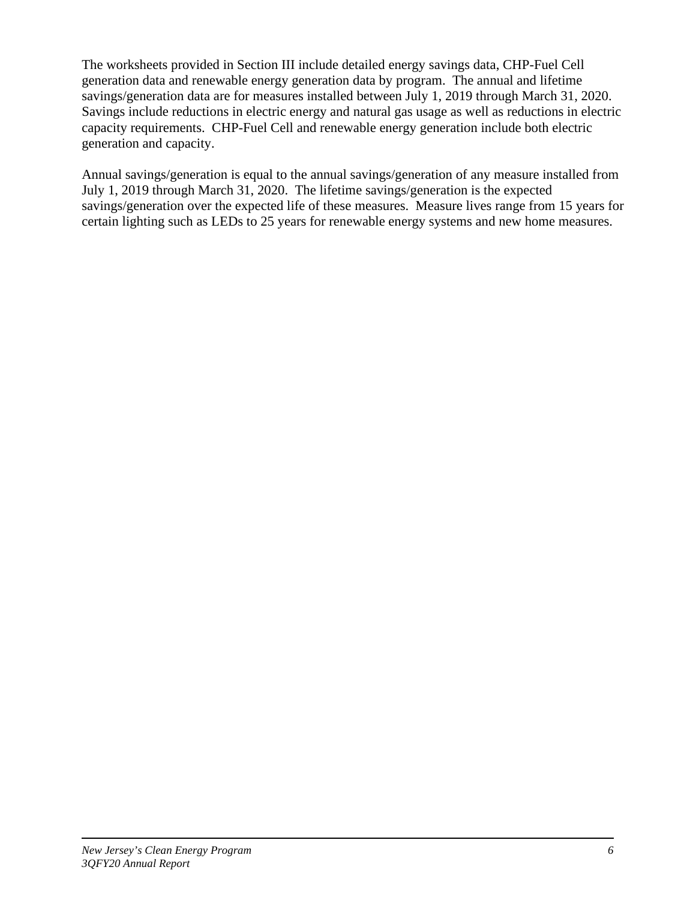The worksheets provided in Section III include detailed energy savings data, CHP-Fuel Cell generation data and renewable energy generation data by program. The annual and lifetime savings/generation data are for measures installed between July 1, 2019 through March 31, 2020. Savings include reductions in electric energy and natural gas usage as well as reductions in electric capacity requirements. CHP-Fuel Cell and renewable energy generation include both electric generation and capacity.

Annual savings/generation is equal to the annual savings/generation of any measure installed from July 1, 2019 through March 31, 2020. The lifetime savings/generation is the expected savings/generation over the expected life of these measures. Measure lives range from 15 years for certain lighting such as LEDs to 25 years for renewable energy systems and new home measures.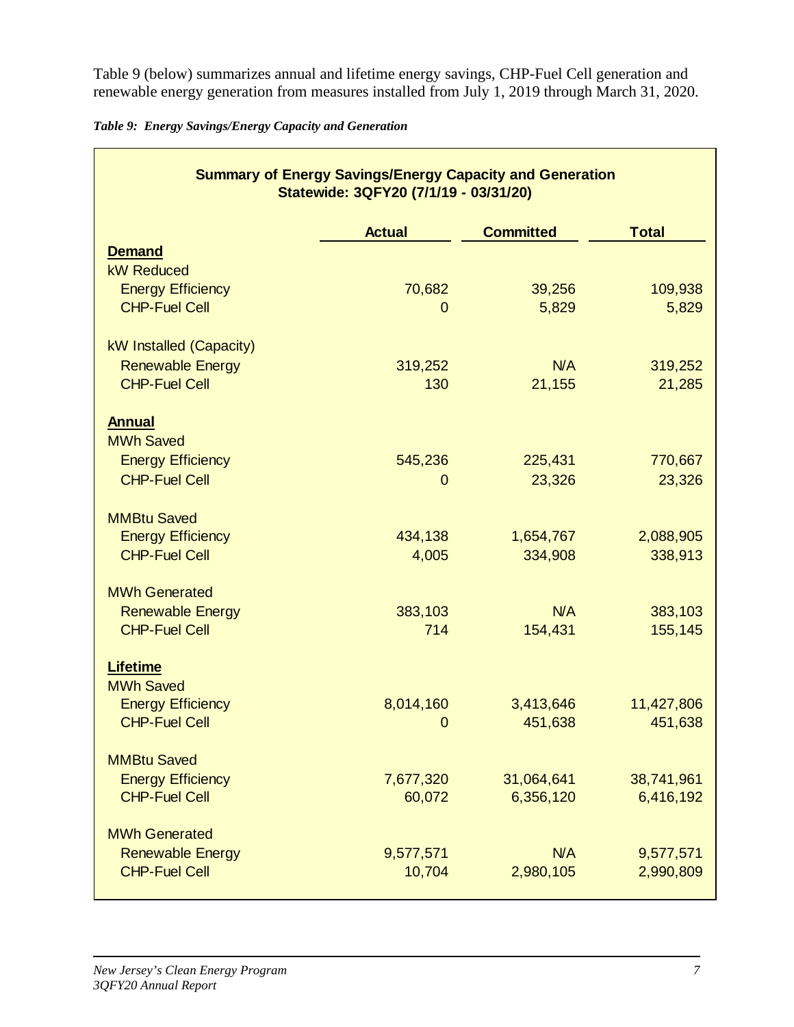Table 9 (below) summarizes annual and lifetime energy savings, CHP-Fuel Cell generation and renewable energy generation from measures installed from July 1, 2019 through March 31, 2020.

***Table 9: Energy Savings/Energy Capacity and Generation***

**Summary of Energy Savings/Energy Capacity and Generation**
**Statewide: 3QFY20 (7/1/19 - 03/31/20)**

| | Actual | Committed | Total |
|---|---|---|---|
| **Demand** | | | |
| kW Reduced | | | |
| Energy Efficiency | 70,682 | 39,256 | 109,938 |
| CHP-Fuel Cell | 0 | 5,829 | 5,829 |
| kW Installed (Capacity) | | | |
| Renewable Energy | 319,252 | N/A | 319,252 |
| CHP-Fuel Cell | 130 | 21,155 | 21,285 |
| **Annual** | | | |
| MWh Saved | | | |
| Energy Efficiency | 545,236 | 225,431 | 770,667 |
| CHP-Fuel Cell | 0 | 23,326 | 23,326 |
| MMBtu Saved | | | |
| Energy Efficiency | 434,138 | 1,654,767 | 2,088,905 |
| CHP-Fuel Cell | 4,005 | 334,908 | 338,913 |
| MWh Generated | | | |
| Renewable Energy | 383,103 | N/A | 383,103 |
| CHP-Fuel Cell | 714 | 154,431 | 155,145 |
| **Lifetime** | | | |
| MWh Saved | | | |
| Energy Efficiency | 8,014,160 | 3,413,646 | 11,427,806 |
| CHP-Fuel Cell | 0 | 451,638 | 451,638 |
| MMBtu Saved | | | |
| Energy Efficiency | 7,677,320 | 31,064,641 | 38,741,961 |
| CHP-Fuel Cell | 60,072 | 6,356,120 | 6,416,192 |
| MWh Generated | | | |
| Renewable Energy | 9,577,571 | N/A | 9,577,571 |
| CHP-Fuel Cell | 10,704 | 2,980,105 | 2,990,809 |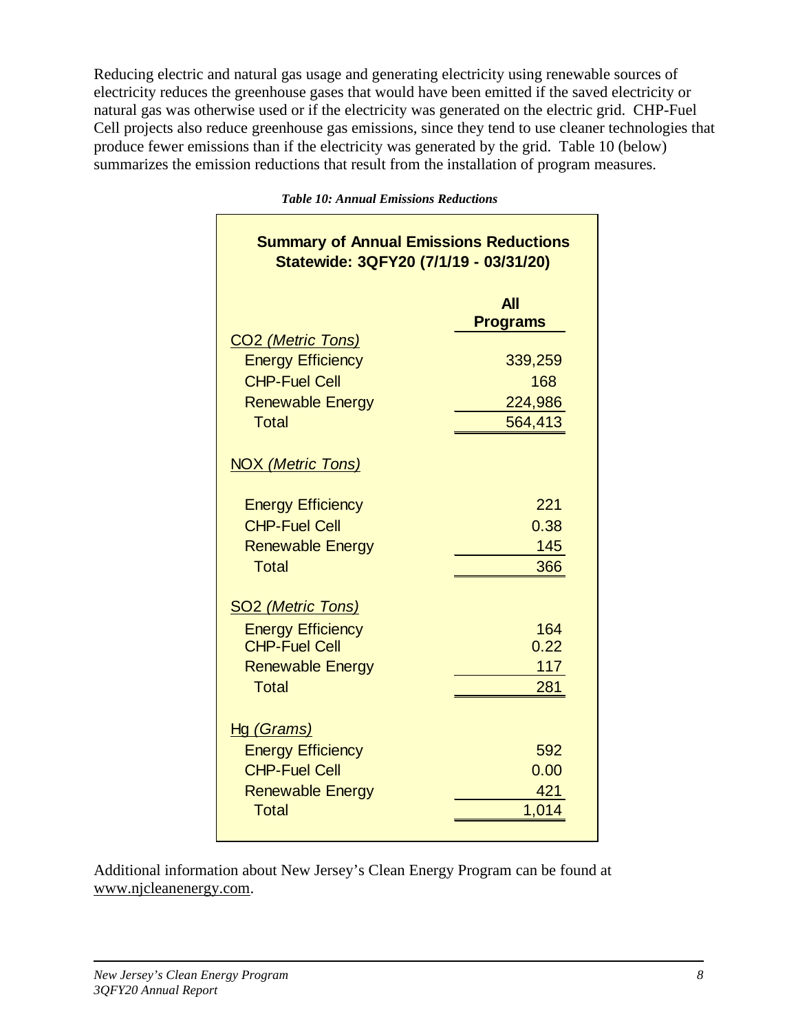Reducing electric and natural gas usage and generating electricity using renewable sources of electricity reduces the greenhouse gases that would have been emitted if the saved electricity or natural gas was otherwise used or if the electricity was generated on the electric grid. CHP-Fuel Cell projects also reduce greenhouse gas emissions, since they tend to use cleaner technologies that produce fewer emissions than if the electricity was generated by the grid. Table 10 (below) summarizes the emission reductions that result from the installation of program measures.

***Table 10: Annual Emissions Reductions***

**Summary of Annual Emissions Reductions**
**Statewide: 3QFY20 (7/1/19 - 03/31/20)**

| | All Programs |
|---|---|
| $CO_2$ *(Metric Tons)* | |
| Energy Efficiency | 339,259 |
| CHP-Fuel Cell | 168 |
| Renewable Energy | 224,986 |
| Total | 564,413 |
| NOX *(Metric Tons)* | |
| Energy Efficiency | 221 |
| CHP-Fuel Cell | 0.38 |
| Renewable Energy | 145 |
| Total | 366 |
| $SO_2$ *(Metric Tons)* | |
| Energy Efficiency | 164 |
| CHP-Fuel Cell | 0.22 |
| Renewable Energy | 117 |
| Total | 281 |
| Hg *(Grams)* | |
| Energy Efficiency | 592 |
| CHP-Fuel Cell | 0.00 |
| Renewable Energy | 421 |
| Total | 1,014 |

Additional information about New Jersey's Clean Energy Program can be found at www.njcleanenergy.com.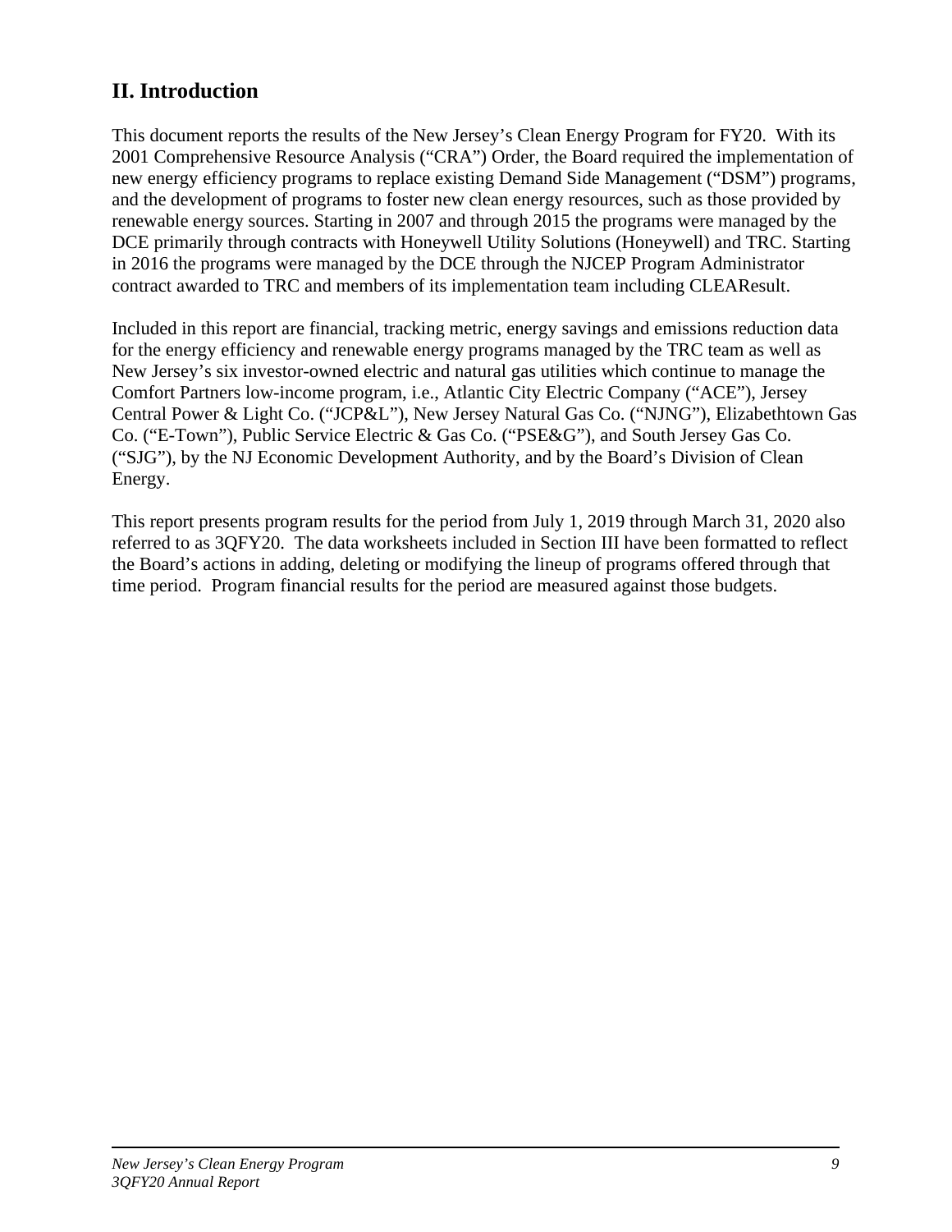## II. Introduction

This document reports the results of the New Jersey's Clean Energy Program for FY20. With its 2001 Comprehensive Resource Analysis ("CRA") Order, the Board required the implementation of new energy efficiency programs to replace existing Demand Side Management ("DSM") programs, and the development of programs to foster new clean energy resources, such as those provided by renewable energy sources. Starting in 2007 and through 2015 the programs were managed by the DCE primarily through contracts with Honeywell Utility Solutions (Honeywell) and TRC. Starting in 2016 the programs were managed by the DCE through the NJCEP Program Administrator contract awarded to TRC and members of its implementation team including CLEAResult.

Included in this report are financial, tracking metric, energy savings and emissions reduction data for the energy efficiency and renewable energy programs managed by the TRC team as well as New Jersey's six investor-owned electric and natural gas utilities which continue to manage the Comfort Partners low-income program, i.e., Atlantic City Electric Company ("ACE"), Jersey Central Power & Light Co. ("JCP&L"), New Jersey Natural Gas Co. ("NJNG"), Elizabethtown Gas Co. ("E-Town"), Public Service Electric & Gas Co. ("PSE&G"), and South Jersey Gas Co. ("SJG"), by the NJ Economic Development Authority, and by the Board's Division of Clean Energy.

This report presents program results for the period from July 1, 2019 through March 31, 2020 also referred to as 3QFY20. The data worksheets included in Section III have been formatted to reflect the Board's actions in adding, deleting or modifying the lineup of programs offered through that time period. Program financial results for the period are measured against those budgets.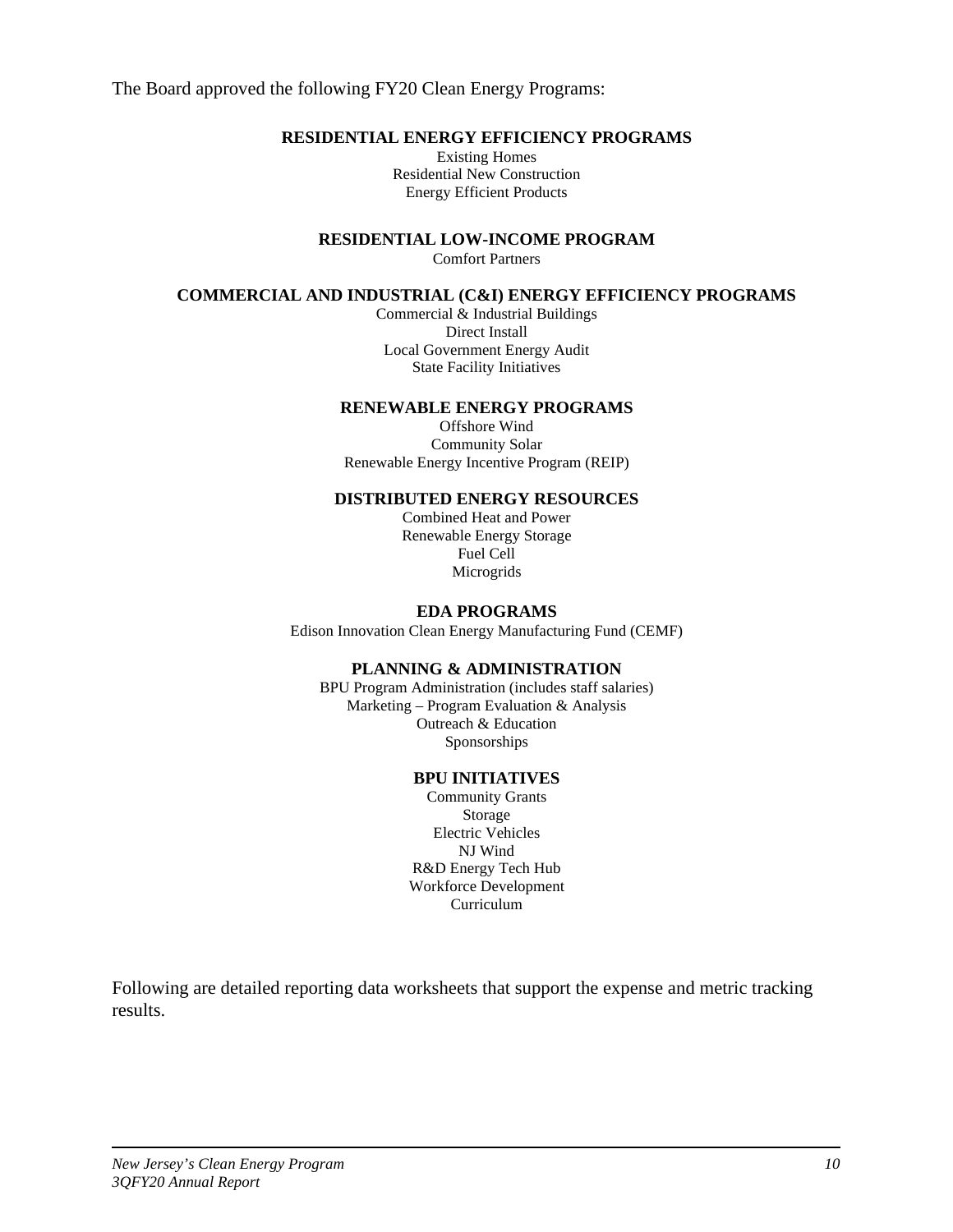The Board approved the following FY20 Clean Energy Programs:

**RESIDENTIAL ENERGY EFFICIENCY PROGRAMS**

Existing Homes
Residential New Construction
Energy Efficient Products

**RESIDENTIAL LOW-INCOME PROGRAM**

Comfort Partners

**COMMERCIAL AND INDUSTRIAL (C&I) ENERGY EFFICIENCY PROGRAMS**

Commercial & Industrial Buildings
Direct Install
Local Government Energy Audit
State Facility Initiatives

**RENEWABLE ENERGY PROGRAMS**

Offshore Wind
Community Solar
Renewable Energy Incentive Program (REIP)

**DISTRIBUTED ENERGY RESOURCES**

Combined Heat and Power
Renewable Energy Storage
Fuel Cell
Microgrids

**EDA PROGRAMS**

Edison Innovation Clean Energy Manufacturing Fund (CEMF)

**PLANNING & ADMINISTRATION**

BPU Program Administration (includes staff salaries)
Marketing – Program Evaluation & Analysis
Outreach & Education
Sponsorships

**BPU INITIATIVES**

Community Grants
Storage
Electric Vehicles
NJ Wind
R&D Energy Tech Hub
Workforce Development
Curriculum

Following are detailed reporting data worksheets that support the expense and metric tracking results.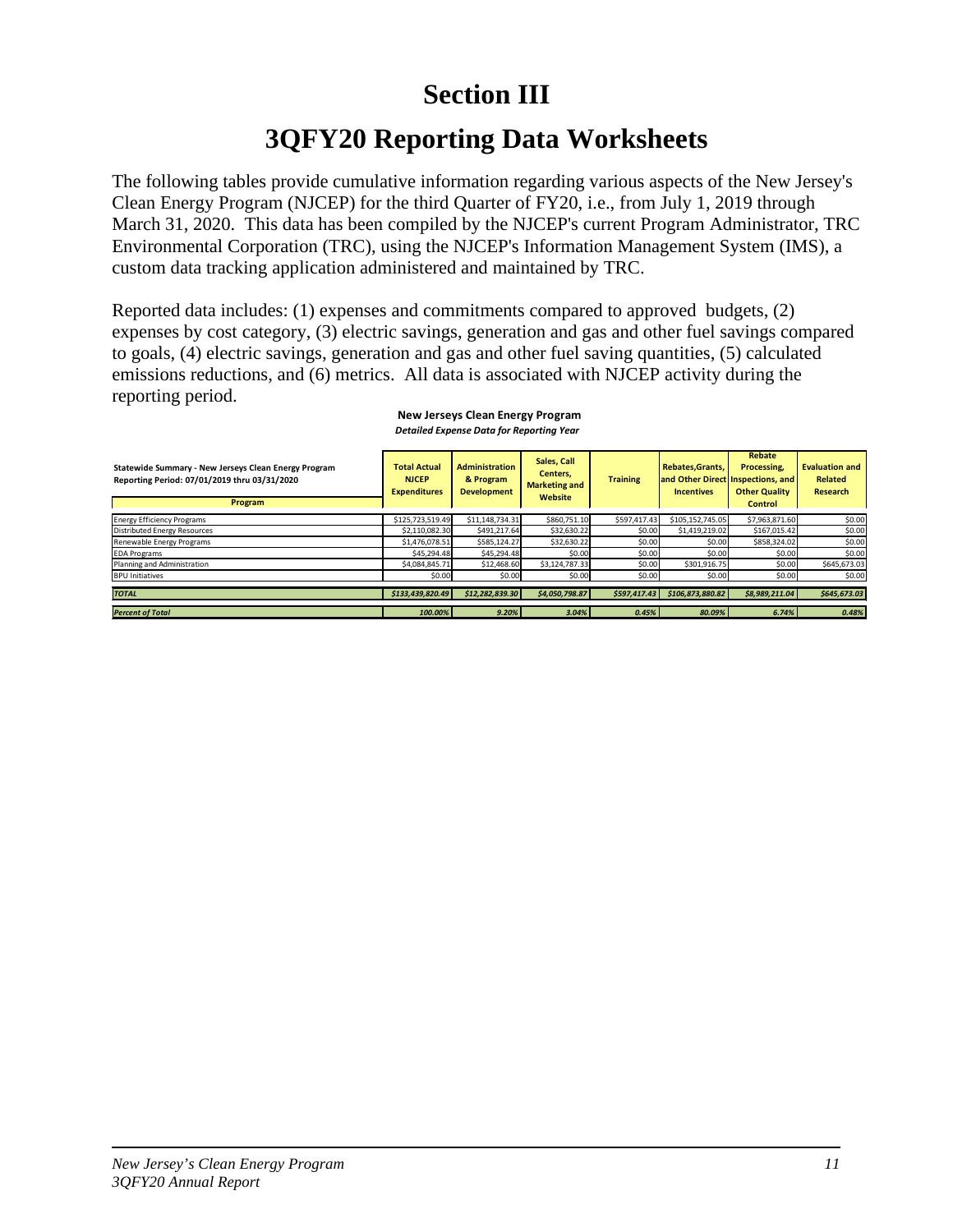# Section III

# 3QFY20 Reporting Data Worksheets

The following tables provide cumulative information regarding various aspects of the New Jersey's Clean Energy Program (NJCEP) for the third Quarter of FY20, i.e., from July 1, 2019 through March 31, 2020. This data has been compiled by the NJCEP's current Program Administrator, TRC Environmental Corporation (TRC), using the NJCEP's Information Management System (IMS), a custom data tracking application administered and maintained by TRC.

Reported data includes: (1) expenses and commitments compared to approved budgets, (2) expenses by cost category, (3) electric savings, generation and gas and other fuel savings compared to goals, (4) electric savings, generation and gas and other fuel saving quantities, (5) calculated emissions reductions, and (6) metrics. All data is associated with NJCEP activity during the reporting period.

**New Jerseys Clean Energy Program**

***Detailed Expense Data for Reporting Year***

| Statewide Summary - New Jerseys Clean Energy Program<br>Reporting Period: 07/01/2019 thru 03/31/2020<br>Program | Total Actual NJCEP Expenditures | Administration & Program Development | Sales, Call Centers, Marketing and Website | Training | Rebates,Grants, and Other Direct Incentives | Rebate Processing, Inspections, and Other Quality Control | Evaluation and Related Research |
|---|---|---|---|---|---|---|---|
| Energy Efficiency Programs | $125,723,519.49 | $11,148,734.31 | $860,751.10 | $597,417.43 | $105,152,745.05 | $7,963,871.60 | $0.00 |
| Distributed Energy Resources | $2,110,082.30 | $491,217.64 | $32,630.22 | $0.00 | $1,419,219.02 | $167,015.42 | $0.00 |
| Renewable Energy Programs | $1,476,078.51 | $585,124.27 | $32,630.22 | $0.00 | $0.00 | $858,324.02 | $0.00 |
| EDA Programs | $45,294.48 | $45,294.48 | $0.00 | $0.00 | $0.00 | $0.00 | $0.00 |
| Planning and Administration | $4,084,845.71 | $12,468.60 | $3,124,787.33 | $0.00 | $301,916.75 | $0.00 | $645,673.03 |
| BPU Initiatives | $0.00 | $0.00 | $0.00 | $0.00 | $0.00 | $0.00 | $0.00 |
| ***TOTAL*** | ***$133,439,820.49*** | ***$12,282,839.30*** | ***$4,050,798.87*** | ***$597,417.43*** | ***$106,873,880.82*** | ***$8,989,211.04*** | ***$645,673.03*** |
| ***Percent of Total*** | ***100.00%*** | ***9.20%*** | ***3.04%*** | ***0.45%*** | ***80.09%*** | ***6.74%*** | ***0.48%*** |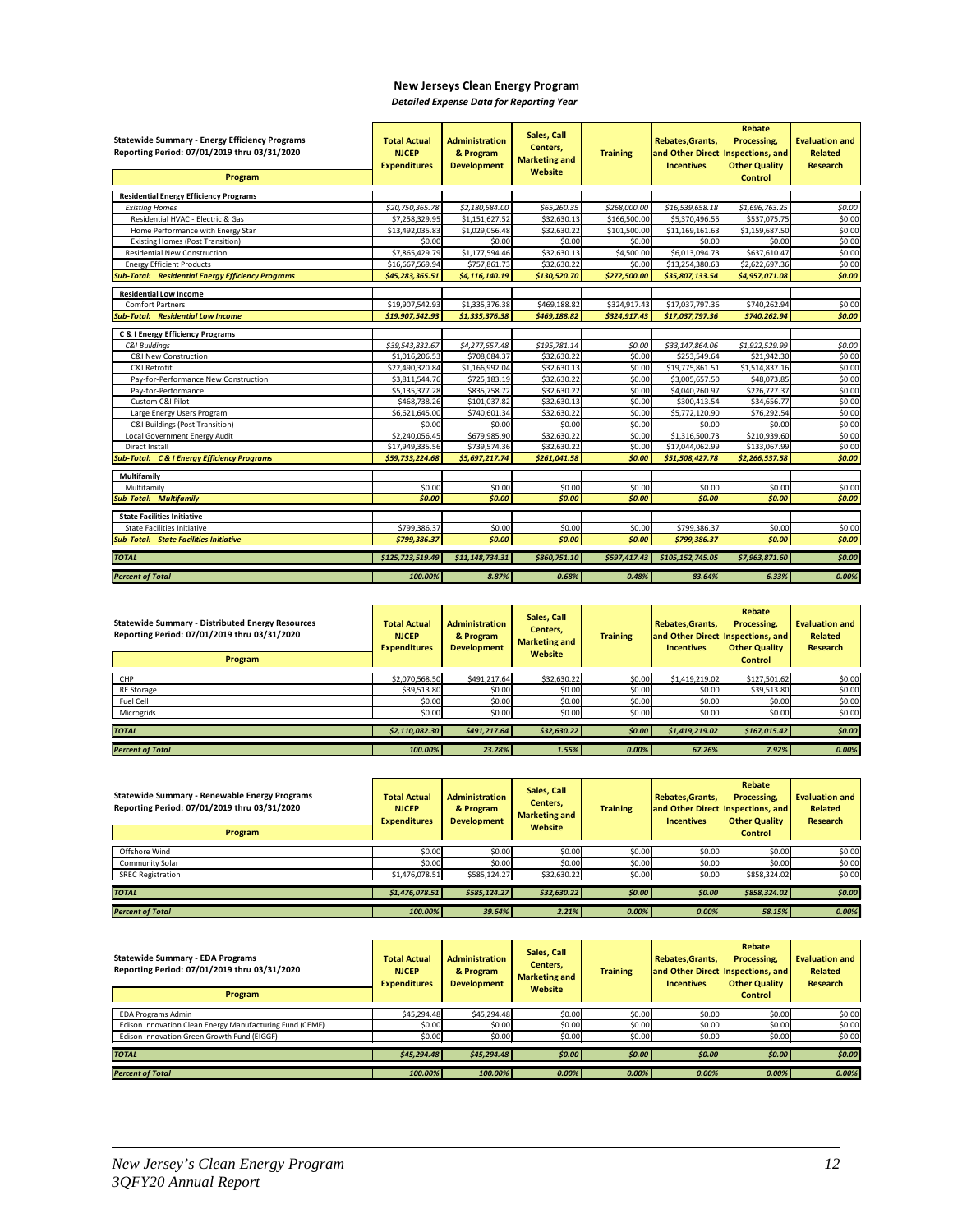# New Jerseys Clean Energy Program

*Detailed Expense Data for Reporting Year*

| Statewide Summary - Energy Efficiency Programs Reporting Period: 07/01/2019 thru 03/31/2020 Program | Total Actual NJCEP Expenditures | Administration & Program Development | Sales, Call Centers, Marketing and Website | Training | Rebates,Grants, and Other Direct Incentives | Rebate Processing, Inspections, and Other Quality Control | Evaluation and Related Research |
|---|---|---|---|---|---|---|---|
| **Residential Energy Efficiency Programs** | | | | | | | |
| *Existing Homes* | *$20,750,365.78* | *$2,180,684.00* | *$65,260.35* | *$268,000.00* | *$16,539,658.18* | *$1,696,763.25* | *$0.00* |
| Residential HVAC - Electric & Gas | $7,258,329.95 | $1,151,627.52 | $32,630.13 | $166,500.00 | $5,370,496.55 | $537,075.75 | $0.00 |
| Home Performance with Energy Star | $13,492,035.83 | $1,029,056.48 | $32,630.22 | $101,500.00 | $11,169,161.63 | $1,159,687.50 | $0.00 |
| Existing Homes (Post Transition) | $0.00 | $0.00 | $0.00 | $0.00 | $0.00 | $0.00 | $0.00 |
| Residential New Construction | $7,865,429.79 | $1,177,594.46 | $32,630.13 | $4,500.00 | $6,013,094.73 | $637,610.47 | $0.00 |
| Energy Efficient Products | $16,667,569.94 | $757,861.73 | $32,630.22 | $0.00 | $13,254,380.63 | $2,622,697.36 | $0.00 |
| ***Sub-Total: Residential Energy Efficiency Programs*** | ***$45,283,365.51*** | ***$4,116,140.19*** | ***$130,520.70*** | ***$272,500.00*** | ***$35,807,133.54*** | ***$4,957,071.08*** | ***$0.00*** |
| **Residential Low Income** | | | | | | | |
| Comfort Partners | $19,907,542.93 | $1,335,376.38 | $469,188.82 | $324,917.43 | $17,037,797.36 | $740,262.94 | $0.00 |
| ***Sub-Total: Residential Low Income*** | ***$19,907,542.93*** | ***$1,335,376.38*** | ***$469,188.82*** | ***$324,917.43*** | ***$17,037,797.36*** | ***$740,262.94*** | ***$0.00*** |
| **C & I Energy Efficiency Programs** | | | | | | | |
| *C&I Buildings* | *$39,543,832.67* | *$4,277,657.48* | *$195,781.14* | *$0.00* | *$33,147,864.06* | *$1,922,529.99* | *$0.00* |
| C&I New Construction | $1,016,206.53 | $708,084.37 | $32,630.22 | $0.00 | $253,549.64 | $21,942.30 | $0.00 |
| C&I Retrofit | $22,490,320.84 | $1,166,992.04 | $32,630.13 | $0.00 | $19,775,861.51 | $1,514,837.16 | $0.00 |
| Pay-for-Performance New Construction | $3,811,544.76 | $725,183.19 | $32,630.22 | $0.00 | $3,005,657.50 | $48,073.85 | $0.00 |
| Pay-for-Performance | $5,135,377.28 | $835,758.72 | $32,630.22 | $0.00 | $4,040,260.97 | $226,727.37 | $0.00 |
| Custom C&I Pilot | $468,738.26 | $101,037.82 | $32,630.13 | $0.00 | $300,413.54 | $34,656.77 | $0.00 |
| Large Energy Users Program | $6,621,645.00 | $740,601.34 | $32,630.22 | $0.00 | $5,772,120.90 | $76,292.54 | $0.00 |
| C&I Buildings (Post Transition) | $0.00 | $0.00 | $0.00 | $0.00 | $0.00 | $0.00 | $0.00 |
| Local Government Energy Audit | $2,240,056.45 | $679,985.90 | $32,630.22 | $0.00 | $1,316,500.73 | $210,939.60 | $0.00 |
| Direct Install | $17,949,335.56 | $739,574.36 | $32,630.22 | $0.00 | $17,044,062.99 | $133,067.99 | $0.00 |
| ***Sub-Total: C & I Energy Efficiency Programs*** | ***$59,733,224.68*** | ***$5,697,217.74*** | ***$261,041.58*** | ***$0.00*** | ***$51,508,427.78*** | ***$2,266,537.58*** | ***$0.00*** |
| **Multifamily** | | | | | | | |
| Multifamily | $0.00 | $0.00 | $0.00 | $0.00 | $0.00 | $0.00 | $0.00 |
| ***Sub-Total: Multifamily*** | ***$0.00*** | ***$0.00*** | ***$0.00*** | ***$0.00*** | ***$0.00*** | ***$0.00*** | ***$0.00*** |
| **State Facilities Initiative** | | | | | | | |
| State Facilities Initiative | $799,386.37 | $0.00 | $0.00 | $0.00 | $799,386.37 | $0.00 | $0.00 |
| ***Sub-Total: State Facilities Initiative*** | ***$799,386.37*** | ***$0.00*** | ***$0.00*** | ***$0.00*** | ***$799,386.37*** | ***$0.00*** | ***$0.00*** |
| ***TOTAL*** | ***$125,723,519.49*** | ***$11,148,734.31*** | ***$860,751.10*** | ***$597,417.43*** | ***$105,152,745.05*** | ***$7,963,871.60*** | ***$0.00*** |
| ***Percent of Total*** | ***100.00%*** | ***8.87%*** | ***0.68%*** | ***0.48%*** | ***83.64%*** | ***6.33%*** | ***0.00%*** |

| Statewide Summary - Distributed Energy Resources Reporting Period: 07/01/2019 thru 03/31/2020 Program | Total Actual NJCEP Expenditures | Administration & Program Development | Sales, Call Centers, Marketing and Website | Training | Rebates,Grants, and Other Direct Incentives | Rebate Processing, Inspections, and Other Quality Control | Evaluation and Related Research |
|---|---|---|---|---|---|---|---|
| CHP | $2,070,568.50 | $491,217.64 | $32,630.22 | $0.00 | $1,419,219.02 | $127,501.62 | $0.00 |
| RE Storage | $39,513.80 | $0.00 | $0.00 | $0.00 | $0.00 | $39,513.80 | $0.00 |
| Fuel Cell | $0.00 | $0.00 | $0.00 | $0.00 | $0.00 | $0.00 | $0.00 |
| Microgrids | $0.00 | $0.00 | $0.00 | $0.00 | $0.00 | $0.00 | $0.00 |
| ***TOTAL*** | ***$2,110,082.30*** | ***$491,217.64*** | ***$32,630.22*** | ***$0.00*** | ***$1,419,219.02*** | ***$167,015.42*** | ***$0.00*** |
| ***Percent of Total*** | ***100.00%*** | ***23.28%*** | ***1.55%*** | ***0.00%*** | ***67.26%*** | ***7.92%*** | ***0.00%*** |

| Statewide Summary - Renewable Energy Programs Reporting Period: 07/01/2019 thru 03/31/2020 Program | Total Actual NJCEP Expenditures | Administration & Program Development | Sales, Call Centers, Marketing and Website | Training | Rebates,Grants, and Other Direct Incentives | Rebate Processing, Inspections, and Other Quality Control | Evaluation and Related Research |
|---|---|---|---|---|---|---|---|
| Offshore Wind | $0.00 | $0.00 | $0.00 | $0.00 | $0.00 | $0.00 | $0.00 |
| Community Solar | $0.00 | $0.00 | $0.00 | $0.00 | $0.00 | $0.00 | $0.00 |
| SREC Registration | $1,476,078.51 | $585,124.27 | $32,630.22 | $0.00 | $0.00 | $858,324.02 | $0.00 |
| ***TOTAL*** | ***$1,476,078.51*** | ***$585,124.27*** | ***$32,630.22*** | ***$0.00*** | ***$0.00*** | ***$858,324.02*** | ***$0.00*** |
| ***Percent of Total*** | ***100.00%*** | ***39.64%*** | ***2.21%*** | ***0.00%*** | ***0.00%*** | ***58.15%*** | ***0.00%*** |

| Statewide Summary - EDA Programs Reporting Period: 07/01/2019 thru 03/31/2020 Program | Total Actual NJCEP Expenditures | Administration & Program Development | Sales, Call Centers, Marketing and Website | Training | Rebates,Grants, and Other Direct Incentives | Rebate Processing, Inspections, and Other Quality Control | Evaluation and Related Research |
|---|---|---|---|---|---|---|---|
| EDA Programs Admin | $45,294.48 | $45,294.48 | $0.00 | $0.00 | $0.00 | $0.00 | $0.00 |
| Edison Innovation Clean Energy Manufacturing Fund (CEMF) | $0.00 | $0.00 | $0.00 | $0.00 | $0.00 | $0.00 | $0.00 |
| Edison Innovation Green Growth Fund (EIGGF) | $0.00 | $0.00 | $0.00 | $0.00 | $0.00 | $0.00 | $0.00 |
| ***TOTAL*** | ***$45,294.48*** | ***$45,294.48*** | ***$0.00*** | ***$0.00*** | ***$0.00*** | ***$0.00*** | ***$0.00*** |
| ***Percent of Total*** | ***100.00%*** | ***100.00%*** | ***0.00%*** | ***0.00%*** | ***0.00%*** | ***0.00%*** | ***0.00%*** |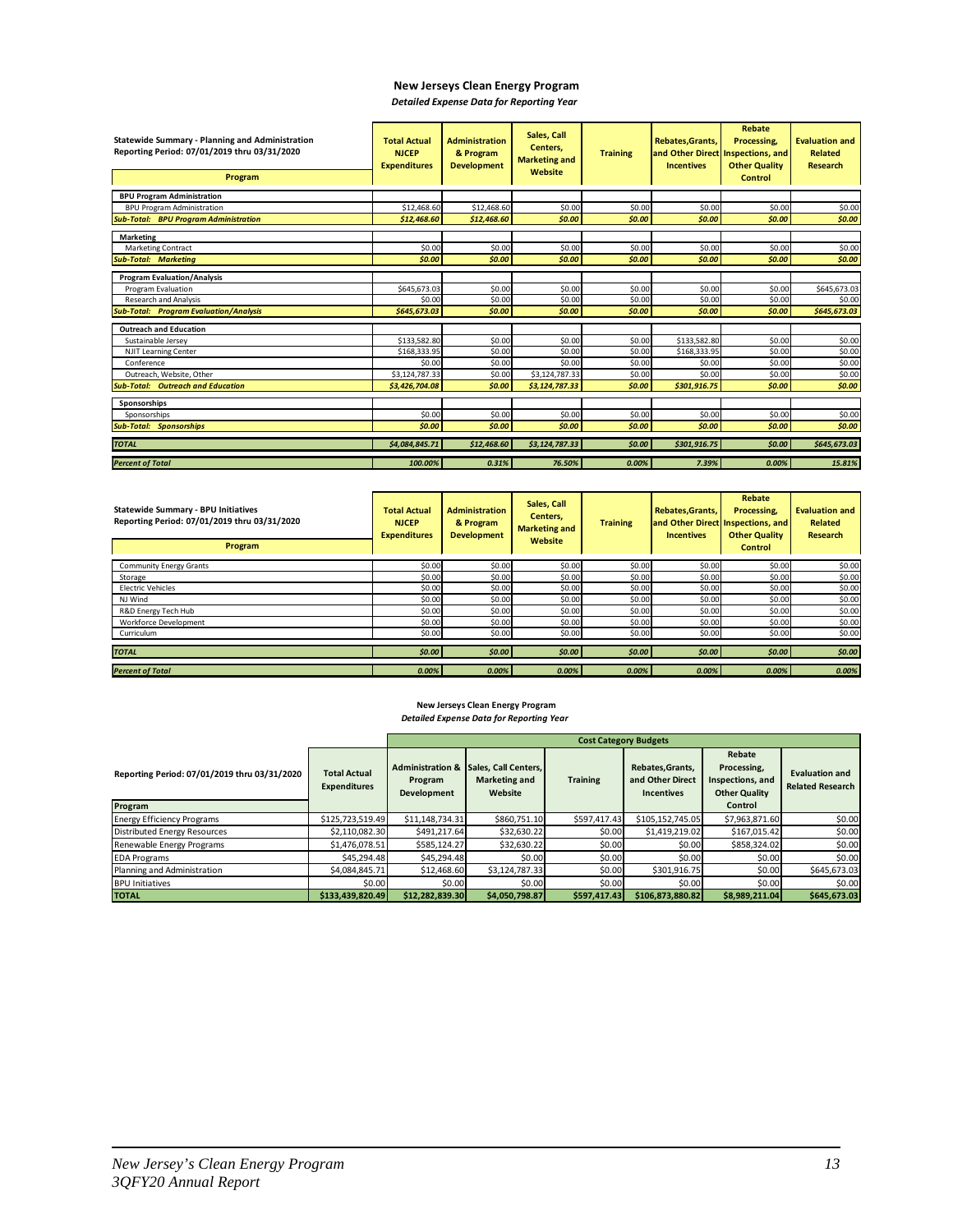## New Jerseys Clean Energy Program

*Detailed Expense Data for Reporting Year*

| Statewide Summary - Planning and Administration<br>Reporting Period: 07/01/2019 thru 03/31/2020<br>Program | Total Actual NJCEP Expenditures | Administration & Program Development | Sales, Call Centers, Marketing and Website | Training | Rebates,Grants, and Other Direct Incentives | Rebate Processing, Inspections, and Other Quality Control | Evaluation and Related Research |
|---|---|---|---|---|---|---|---|
| **BPU Program Administration** | | | | | | | |
| BPU Program Administration | $12,468.60 | $12,468.60 | $0.00 | $0.00 | $0.00 | $0.00 | $0.00 |
| ***Sub-Total: BPU Program Administration*** | ***$12,468.60*** | ***$12,468.60*** | ***$0.00*** | ***$0.00*** | ***$0.00*** | ***$0.00*** | ***$0.00*** |
| **Marketing** | | | | | | | |
| Marketing Contract | $0.00 | $0.00 | $0.00 | $0.00 | $0.00 | $0.00 | $0.00 |
| ***Sub-Total: Marketing*** | ***$0.00*** | ***$0.00*** | ***$0.00*** | ***$0.00*** | ***$0.00*** | ***$0.00*** | ***$0.00*** |
| **Program Evaluation/Analysis** | | | | | | | |
| Program Evaluation | $645,673.03 | $0.00 | $0.00 | $0.00 | $0.00 | $0.00 | $645,673.03 |
| Research and Analysis | $0.00 | $0.00 | $0.00 | $0.00 | $0.00 | $0.00 | $0.00 |
| ***Sub-Total: Program Evaluation/Analysis*** | ***$645,673.03*** | ***$0.00*** | ***$0.00*** | ***$0.00*** | ***$0.00*** | ***$0.00*** | ***$645,673.03*** |
| **Outreach and Education** | | | | | | | |
| Sustainable Jersey | $133,582.80 | $0.00 | $0.00 | $0.00 | $133,582.80 | $0.00 | $0.00 |
| NJIT Learning Center | $168,333.95 | $0.00 | $0.00 | $0.00 | $168,333.95 | $0.00 | $0.00 |
| Conference | $0.00 | $0.00 | $0.00 | $0.00 | $0.00 | $0.00 | $0.00 |
| Outreach, Website, Other | $3,124,787.33 | $0.00 | $3,124,787.33 | $0.00 | $0.00 | $0.00 | $0.00 |
| ***Sub-Total: Outreach and Education*** | ***$3,426,704.08*** | ***$0.00*** | ***$3,124,787.33*** | ***$0.00*** | ***$301,916.75*** | ***$0.00*** | ***$0.00*** |
| **Sponsorships** | | | | | | | |
| Sponsorships | $0.00 | $0.00 | $0.00 | $0.00 | $0.00 | $0.00 | $0.00 |
| ***Sub-Total: Sponsorships*** | ***$0.00*** | ***$0.00*** | ***$0.00*** | ***$0.00*** | ***$0.00*** | ***$0.00*** | ***$0.00*** |
| ***TOTAL*** | ***$4,084,845.71*** | ***$12,468.60*** | ***$3,124,787.33*** | ***$0.00*** | ***$301,916.75*** | ***$0.00*** | ***$645,673.03*** |
| ***Percent of Total*** | ***100.00%*** | ***0.31%*** | ***76.50%*** | ***0.00%*** | ***7.39%*** | ***0.00%*** | ***15.81%*** |

| Statewide Summary - BPU Initiatives<br>Reporting Period: 07/01/2019 thru 03/31/2020<br>Program | Total Actual NJCEP Expenditures | Administration & Program Development | Sales, Call Centers, Marketing and Website | Training | Rebates,Grants, and Other Direct Incentives | Rebate Processing, Inspections, and Other Quality Control | Evaluation and Related Research |
|---|---|---|---|---|---|---|---|
| Community Energy Grants | $0.00 | $0.00 | $0.00 | $0.00 | $0.00 | $0.00 | $0.00 |
| Storage | $0.00 | $0.00 | $0.00 | $0.00 | $0.00 | $0.00 | $0.00 |
| Electric Vehicles | $0.00 | $0.00 | $0.00 | $0.00 | $0.00 | $0.00 | $0.00 |
| NJ Wind | $0.00 | $0.00 | $0.00 | $0.00 | $0.00 | $0.00 | $0.00 |
| R&D Energy Tech Hub | $0.00 | $0.00 | $0.00 | $0.00 | $0.00 | $0.00 | $0.00 |
| Workforce Development | $0.00 | $0.00 | $0.00 | $0.00 | $0.00 | $0.00 | $0.00 |
| Curriculum | $0.00 | $0.00 | $0.00 | $0.00 | $0.00 | $0.00 | $0.00 |
| ***TOTAL*** | ***$0.00*** | ***$0.00*** | ***$0.00*** | ***$0.00*** | ***$0.00*** | ***$0.00*** | ***$0.00*** |
| ***Percent of Total*** | ***0.00%*** | ***0.00%*** | ***0.00%*** | ***0.00%*** | ***0.00%*** | ***0.00%*** | ***0.00%*** |

## New Jerseys Clean Energy Program

*Detailed Expense Data for Reporting Year*

| Reporting Period: 07/01/2019 thru 03/31/2020 | | Cost Category Budgets | | | | | |
|---|---|---|---|---|---|---|---|
| **Program** | **Total Actual Expenditures** | **Administration & Program Development** | **Sales, Call Centers, Marketing and Website** | **Training** | **Rebates,Grants, and Other Direct Incentives** | **Rebate Processing, Inspections, and Other Quality Control** | **Evaluation and Related Research** |
| Energy Efficiency Programs | $125,723,519.49 | $11,148,734.31 | $860,751.10 | $597,417.43 | $105,152,745.05 | $7,963,871.60 | $0.00 |
| Distributed Energy Resources | $2,110,082.30 | $491,217.64 | $32,630.22 | $0.00 | $1,419,219.02 | $167,015.42 | $0.00 |
| Renewable Energy Programs | $1,476,078.51 | $585,124.27 | $32,630.22 | $0.00 | $0.00 | $858,324.02 | $0.00 |
| EDA Programs | $45,294.48 | $45,294.48 | $0.00 | $0.00 | $0.00 | $0.00 | $0.00 |
| Planning and Administration | $4,084,845.71 | $12,468.60 | $3,124,787.33 | $0.00 | $301,916.75 | $0.00 | $645,673.03 |
| BPU Initiatives | $0.00 | $0.00 | $0.00 | $0.00 | $0.00 | $0.00 | $0.00 |
| **TOTAL** | **$133,439,820.49** | **$12,282,839.30** | **$4,050,798.87** | **$597,417.43** | **$106,873,880.82** | **$8,989,211.04** | **$645,673.03** |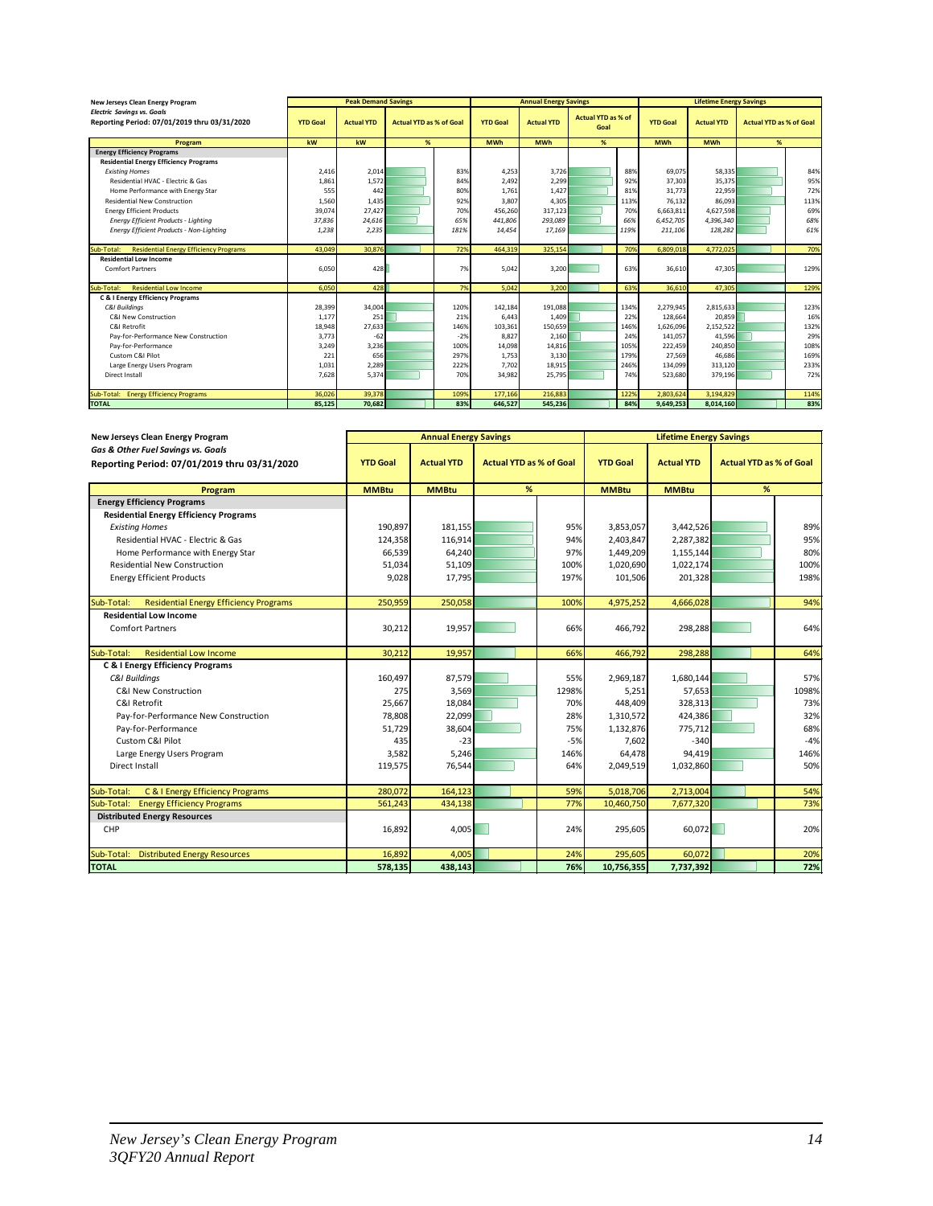| New Jerseys Clean Energy Program *Electric Savings vs. Goals* Reporting Period: 07/01/2019 thru 03/31/2020 | Peak Demand Savings | | | Annual Energy Savings | | | Lifetime Energy Savings | | |
|---|---|---|---|---|---|---|---|---|---|
| | YTD Goal | Actual YTD | Actual YTD as % of Goal | YTD Goal | Actual YTD | Actual YTD as % of Goal | YTD Goal | Actual YTD | Actual YTD as % of Goal |
| **Program** | **kW** | **kW** | **%** | **MWh** | **MWh** | **%** | **MWh** | **MWh** | **%** |
| **Energy Efficiency Programs** | | | | | | | | | |
| **Residential Energy Efficiency Programs** | | | | | | | | | |
| *Existing Homes* | 2,416 | 2,014 | 83% | 4,253 | 3,726 | 88% | 69,075 | 58,335 | 84% |
| Residential HVAC - Electric & Gas | 1,861 | 1,572 | 84% | 2,492 | 2,299 | 92% | 37,303 | 35,375 | 95% |
| Home Performance with Energy Star | 555 | 442 | 80% | 1,761 | 1,427 | 81% | 31,773 | 22,959 | 72% |
| Residential New Construction | 1,560 | 1,435 | 92% | 3,807 | 4,305 | 113% | 76,132 | 86,093 | 113% |
| Energy Efficient Products | 39,074 | 27,427 | 70% | 456,260 | 317,123 | 70% | 6,663,811 | 4,627,598 | 69% |
| *Energy Efficient Products - Lighting* | *37,836* | *24,616* | *65%* | *441,806* | *293,089* | *66%* | *6,452,705* | *4,396,340* | *68%* |
| *Energy Efficient Products - Non-Lighting* | *1,238* | *2,235* | *181%* | *14,454* | *17,169* | *119%* | *211,106* | *128,282* | *61%* |
| Sub-Total: Residential Energy Efficiency Programs | 43,049 | 30,876 | 72% | 464,319 | 325,154 | 70% | 6,809,018 | 4,772,025 | 70% |
| **Residential Low Income** | | | | | | | | | |
| Comfort Partners | 6,050 | 428 | 7% | 5,042 | 3,200 | 63% | 36,610 | 47,305 | 129% |
| Sub-Total: Residential Low Income | 6,050 | 428 | 7% | 5,042 | 3,200 | 63% | 36,610 | 47,305 | 129% |
| **C & I Energy Efficiency Programs** | | | | | | | | | |
| *C&I Buildings* | 28,399 | 34,004 | 120% | 142,184 | 191,088 | 134% | 2,279,945 | 2,815,633 | 123% |
| C&I New Construction | 1,177 | 251 | 21% | 6,443 | 1,409 | 22% | 128,664 | 20,859 | 16% |
| C&I Retrofit | 18,948 | 27,633 | 146% | 103,361 | 150,659 | 146% | 1,626,096 | 2,152,522 | 132% |
| Pay-for-Performance New Construction | 3,773 | -62 | -2% | 8,827 | 2,160 | 24% | 141,057 | 41,596 | 29% |
| Pay-for-Performance | 3,249 | 3,236 | 100% | 14,098 | 14,816 | 105% | 222,459 | 240,850 | 108% |
| Custom C&I Pilot | 221 | 656 | 297% | 1,753 | 3,130 | 179% | 27,569 | 46,686 | 169% |
| Large Energy Users Program | 1,031 | 2,289 | 222% | 7,702 | 18,915 | 246% | 134,099 | 313,120 | 233% |
| Direct Install | 7,628 | 5,374 | 70% | 34,982 | 25,795 | 74% | 523,680 | 379,196 | 72% |
| Sub-Total: Energy Efficiency Programs | 36,026 | 39,378 | 109% | 177,166 | 216,883 | 122% | 2,803,624 | 3,194,829 | 114% |
| **TOTAL** | **85,125** | **70,682** | **83%** | **646,527** | **545,236** | **84%** | **9,649,253** | **8,014,160** | **83%** |

| New Jerseys Clean Energy Program *Gas & Other Fuel Savings vs. Goals* Reporting Period: 07/01/2019 thru 03/31/2020 | Annual Energy Savings | | | Lifetime Energy Savings | | |
|---|---|---|---|---|---|---|
| | YTD Goal | Actual YTD | Actual YTD as % of Goal | YTD Goal | Actual YTD | Actual YTD as % of Goal |
| **Program** | **MMBtu** | **MMBtu** | **%** | **MMBtu** | **MMBtu** | **%** |
| **Energy Efficiency Programs** | | | | | | |
| **Residential Energy Efficiency Programs** | | | | | | |
| *Existing Homes* | 190,897 | 181,155 | 95% | 3,853,057 | 3,442,526 | 89% |
| Residential HVAC - Electric & Gas | 124,358 | 116,914 | 94% | 2,403,847 | 2,287,382 | 95% |
| Home Performance with Energy Star | 66,539 | 64,240 | 97% | 1,449,209 | 1,155,144 | 80% |
| Residential New Construction | 51,034 | 51,109 | 100% | 1,020,690 | 1,022,174 | 100% |
| Energy Efficient Products | 9,028 | 17,795 | 197% | 101,506 | 201,328 | 198% |
| Sub-Total: Residential Energy Efficiency Programs | 250,959 | 250,058 | 100% | 4,975,252 | 4,666,028 | 94% |
| **Residential Low Income** | | | | | | |
| Comfort Partners | 30,212 | 19,957 | 66% | 466,792 | 298,288 | 64% |
| Sub-Total: Residential Low Income | 30,212 | 19,957 | 66% | 466,792 | 298,288 | 64% |
| **C & I Energy Efficiency Programs** | | | | | | |
| *C&I Buildings* | 160,497 | 87,579 | 55% | 2,969,187 | 1,680,144 | 57% |
| C&I New Construction | 275 | 3,569 | 1298% | 5,251 | 57,653 | 1098% |
| C&I Retrofit | 25,667 | 18,084 | 70% | 448,409 | 328,313 | 73% |
| Pay-for-Performance New Construction | 78,808 | 22,099 | 28% | 1,310,572 | 424,386 | 32% |
| Pay-for-Performance | 51,729 | 38,604 | 75% | 1,132,876 | 775,712 | 68% |
| Custom C&I Pilot | 435 | -23 | -5% | 7,602 | -340 | -4% |
| Large Energy Users Program | 3,582 | 5,246 | 146% | 64,478 | 94,419 | 146% |
| Direct Install | 119,575 | 76,544 | 64% | 2,049,519 | 1,032,860 | 50% |
| Sub-Total: C & I Energy Efficiency Programs | 280,072 | 164,123 | 59% | 5,018,706 | 2,713,004 | 54% |
| Sub-Total: Energy Efficiency Programs | 561,243 | 434,138 | 77% | 10,460,750 | 7,677,320 | 73% |
| **Distributed Energy Resources** | | | | | | |
| CHP | 16,892 | 4,005 | 24% | 295,605 | 60,072 | 20% |
| Sub-Total: Distributed Energy Resources | 16,892 | 4,005 | 24% | 295,605 | 60,072 | 20% |
| **TOTAL** | **578,135** | **438,143** | **76%** | **10,756,355** | **7,737,392** | **72%** |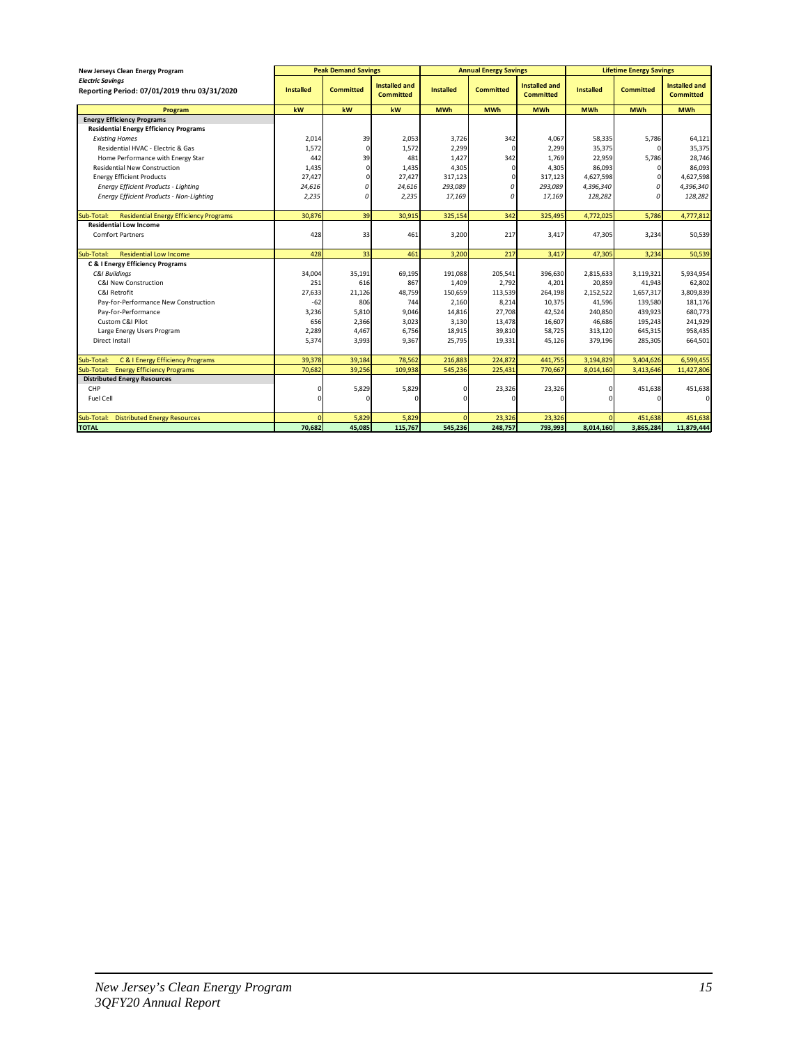| New Jerseys Clean Energy Program<br>*Electric Savings*<br>Reporting Period: 07/01/2019 thru 03/31/2020 | Peak Demand Savings | | | Annual Energy Savings | | | Lifetime Energy Savings | | |
|---|---|---|---|---|---|---|---|---|---|
| | Installed | Committed | Installed and Committed | Installed | Committed | Installed and Committed | Installed | Committed | Installed and Committed |
| **Program** | **kW** | **kW** | **kW** | **MWh** | **MWh** | **MWh** | **MWh** | **MWh** | **MWh** |
| **Energy Efficiency Programs** | | | | | | | | | |
| **Residential Energy Efficiency Programs** | | | | | | | | | |
| *Existing Homes* | 2,014 | 39 | 2,053 | 3,726 | 342 | 4,067 | 58,335 | 5,786 | 64,121 |
| Residential HVAC - Electric & Gas | 1,572 | 0 | 1,572 | 2,299 | 0 | 2,299 | 35,375 | 0 | 35,375 |
| Home Performance with Energy Star | 442 | 39 | 481 | 1,427 | 342 | 1,769 | 22,959 | 5,786 | 28,746 |
| Residential New Construction | 1,435 | 0 | 1,435 | 4,305 | 0 | 4,305 | 86,093 | 0 | 86,093 |
| Energy Efficient Products | 27,427 | 0 | 27,427 | 317,123 | 0 | 317,123 | 4,627,598 | 0 | 4,627,598 |
| *Energy Efficient Products - Lighting* | *24,616* | *0* | *24,616* | *293,089* | *0* | *293,089* | *4,396,340* | *0* | *4,396,340* |
| *Energy Efficient Products - Non-Lighting* | *2,235* | *0* | *2,235* | *17,169* | *0* | *17,169* | *128,282* | *0* | *128,282* |
| Sub-Total: Residential Energy Efficiency Programs | 30,876 | 39 | 30,915 | 325,154 | 342 | 325,495 | 4,772,025 | 5,786 | 4,777,812 |
| **Residential Low Income** | | | | | | | | | |
| Comfort Partners | 428 | 33 | 461 | 3,200 | 217 | 3,417 | 47,305 | 3,234 | 50,539 |
| Sub-Total: Residential Low Income | 428 | 33 | 461 | 3,200 | 217 | 3,417 | 47,305 | 3,234 | 50,539 |
| **C & I Energy Efficiency Programs** | | | | | | | | | |
| *C&I Buildings* | 34,004 | 35,191 | 69,195 | 191,088 | 205,541 | 396,630 | 2,815,633 | 3,119,321 | 5,934,954 |
| C&I New Construction | 251 | 616 | 867 | 1,409 | 2,792 | 4,201 | 20,859 | 41,943 | 62,802 |
| C&I Retrofit | 27,633 | 21,126 | 48,759 | 150,659 | 113,539 | 264,198 | 2,152,522 | 1,657,317 | 3,809,839 |
| Pay-for-Performance New Construction | -62 | 806 | 744 | 2,160 | 8,214 | 10,375 | 41,596 | 139,580 | 181,176 |
| Pay-for-Performance | 3,236 | 5,810 | 9,046 | 14,816 | 27,708 | 42,524 | 240,850 | 439,923 | 680,773 |
| Custom C&I Pilot | 656 | 2,366 | 3,023 | 3,130 | 13,478 | 16,607 | 46,686 | 195,243 | 241,929 |
| Large Energy Users Program | 2,289 | 4,467 | 6,756 | 18,915 | 39,810 | 58,725 | 313,120 | 645,315 | 958,435 |
| Direct Install | 5,374 | 3,993 | 9,367 | 25,795 | 19,331 | 45,126 | 379,196 | 285,305 | 664,501 |
| Sub-Total: C & I Energy Efficiency Programs | 39,378 | 39,184 | 78,562 | 216,883 | 224,872 | 441,755 | 3,194,829 | 3,404,626 | 6,599,455 |
| Sub-Total: Energy Efficiency Programs | 70,682 | 39,256 | 109,938 | 545,236 | 225,431 | 770,667 | 8,014,160 | 3,413,646 | 11,427,806 |
| **Distributed Energy Resources** | | | | | | | | | |
| CHP | 0 | 5,829 | 5,829 | 0 | 23,326 | 23,326 | 0 | 451,638 | 451,638 |
| Fuel Cell | 0 | 0 | 0 | 0 | 0 | 0 | 0 | 0 | 0 |
| Sub-Total: Distributed Energy Resources | 0 | 5,829 | 5,829 | 0 | 23,326 | 23,326 | 0 | 451,638 | 451,638 |
| **TOTAL** | **70,682** | **45,085** | **115,767** | **545,236** | **248,757** | **793,993** | **8,014,160** | **3,865,284** | **11,879,444** |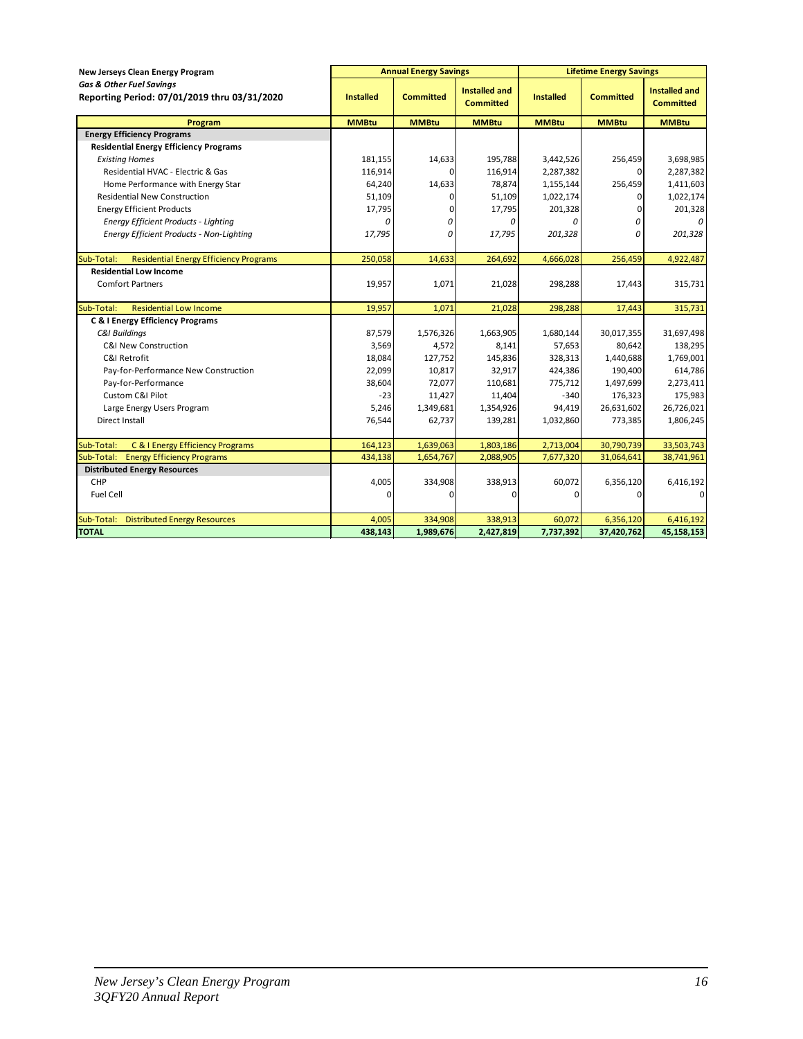| New Jerseys Clean Energy Program<br>*Gas & Other Fuel Savings*<br>Reporting Period: 07/01/2019 thru 03/31/2020 | Annual Energy Savings | | | Lifetime Energy Savings | | |
|---|---|---|---|---|---|---|
| | **Installed** | **Committed** | **Installed and Committed** | **Installed** | **Committed** | **Installed and Committed** |
| **Program** | **MMBtu** | **MMBtu** | **MMBtu** | **MMBtu** | **MMBtu** | **MMBtu** |
| **Energy Efficiency Programs** | | | | | | |
| **Residential Energy Efficiency Programs** | | | | | | |
| *Existing Homes* | 181,155 | 14,633 | 195,788 | 3,442,526 | 256,459 | 3,698,985 |
| Residential HVAC - Electric & Gas | 116,914 | 0 | 116,914 | 2,287,382 | 0 | 2,287,382 |
| Home Performance with Energy Star | 64,240 | 14,633 | 78,874 | 1,155,144 | 256,459 | 1,411,603 |
| Residential New Construction | 51,109 | 0 | 51,109 | 1,022,174 | 0 | 1,022,174 |
| Energy Efficient Products | 17,795 | 0 | 17,795 | 201,328 | 0 | 201,328 |
| *Energy Efficient Products - Lighting* | *0* | *0* | *0* | *0* | *0* | *0* |
| *Energy Efficient Products - Non-Lighting* | *17,795* | *0* | *17,795* | *201,328* | *0* | *201,328* |
| Sub-Total: Residential Energy Efficiency Programs | 250,058 | 14,633 | 264,692 | 4,666,028 | 256,459 | 4,922,487 |
| **Residential Low Income** | | | | | | |
| Comfort Partners | 19,957 | 1,071 | 21,028 | 298,288 | 17,443 | 315,731 |
| Sub-Total: Residential Low Income | 19,957 | 1,071 | 21,028 | 298,288 | 17,443 | 315,731 |
| **C & I Energy Efficiency Programs** | | | | | | |
| *C&I Buildings* | 87,579 | 1,576,326 | 1,663,905 | 1,680,144 | 30,017,355 | 31,697,498 |
| C&I New Construction | 3,569 | 4,572 | 8,141 | 57,653 | 80,642 | 138,295 |
| C&I Retrofit | 18,084 | 127,752 | 145,836 | 328,313 | 1,440,688 | 1,769,001 |
| Pay-for-Performance New Construction | 22,099 | 10,817 | 32,917 | 424,386 | 190,400 | 614,786 |
| Pay-for-Performance | 38,604 | 72,077 | 110,681 | 775,712 | 1,497,699 | 2,273,411 |
| Custom C&I Pilot | -23 | 11,427 | 11,404 | -340 | 176,323 | 175,983 |
| Large Energy Users Program | 5,246 | 1,349,681 | 1,354,926 | 94,419 | 26,631,602 | 26,726,021 |
| Direct Install | 76,544 | 62,737 | 139,281 | 1,032,860 | 773,385 | 1,806,245 |
| Sub-Total: C & I Energy Efficiency Programs | 164,123 | 1,639,063 | 1,803,186 | 2,713,004 | 30,790,739 | 33,503,743 |
| Sub-Total: Energy Efficiency Programs | 434,138 | 1,654,767 | 2,088,905 | 7,677,320 | 31,064,641 | 38,741,961 |
| **Distributed Energy Resources** | | | | | | |
| CHP | 4,005 | 334,908 | 338,913 | 60,072 | 6,356,120 | 6,416,192 |
| Fuel Cell | 0 | 0 | 0 | 0 | 0 | 0 |
| Sub-Total: Distributed Energy Resources | 4,005 | 334,908 | 338,913 | 60,072 | 6,356,120 | 6,416,192 |
| **TOTAL** | **438,143** | **1,989,676** | **2,427,819** | **7,737,392** | **37,420,762** | **45,158,153** |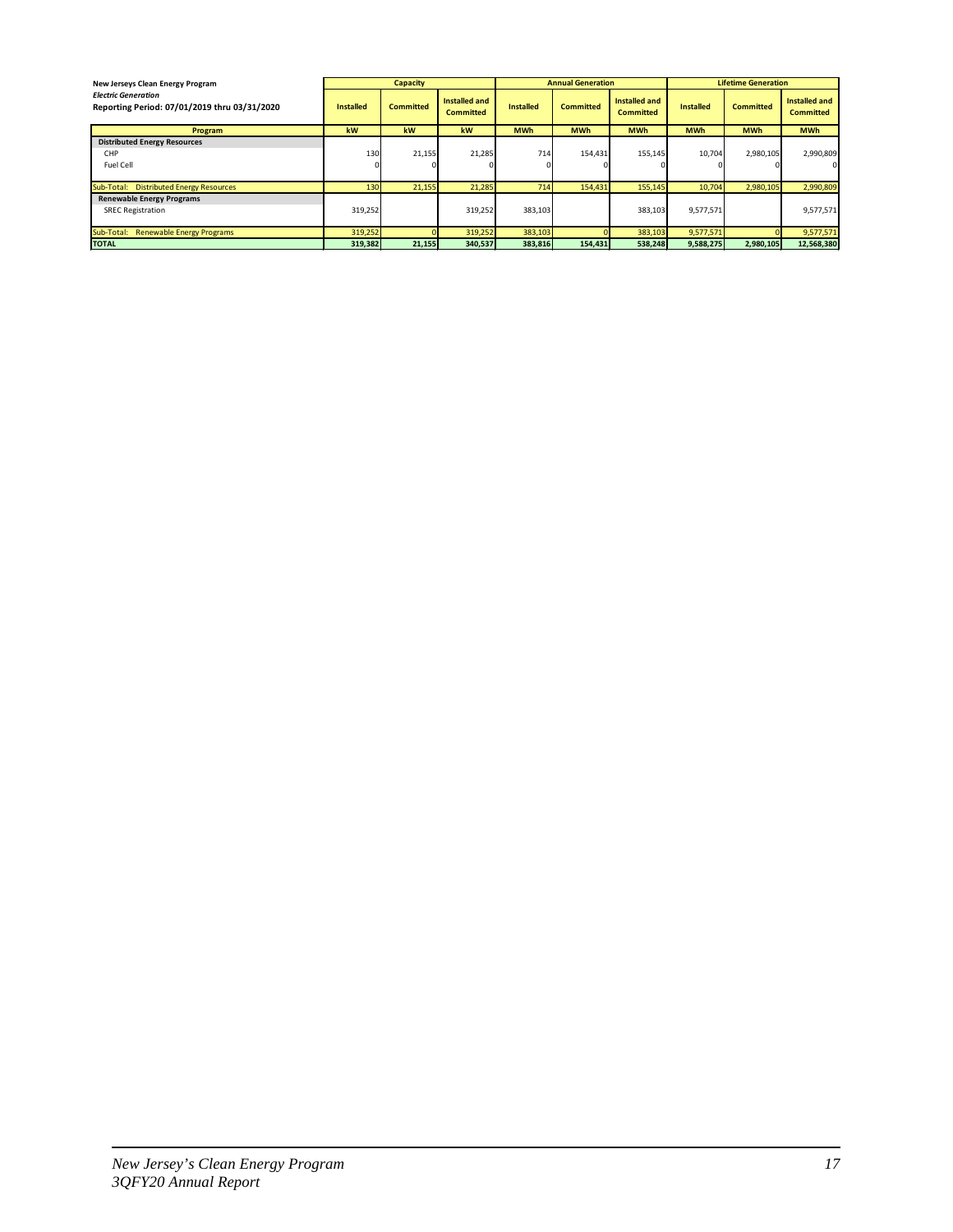**New Jerseys Clean Energy Program**
***Electric Generation***
**Reporting Period: 07/01/2019 thru 03/31/2020**

| | Capacity | | | Annual Generation | | | Lifetime Generation | | |
|---|---|---|---|---|---|---|---|---|---|
| | Installed | Committed | Installed and Committed | Installed | Committed | Installed and Committed | Installed | Committed | Installed and Committed |
| **Program** | **kW** | **kW** | **kW** | **MWh** | **MWh** | **MWh** | **MWh** | **MWh** | **MWh** |
| **Distributed Energy Resources** | | | | | | | | | |
| CHP | 130 | 21,155 | 21,285 | 714 | 154,431 | 155,145 | 10,704 | 2,980,105 | 2,990,809 |
| Fuel Cell | 0 | 0 | 0 | 0 | 0 | 0 | 0 | 0 | 0 |
| Sub-Total: Distributed Energy Resources | 130 | 21,155 | 21,285 | 714 | 154,431 | 155,145 | 10,704 | 2,980,105 | 2,990,809 |
| **Renewable Energy Programs** | | | | | | | | | |
| SREC Registration | 319,252 | | 319,252 | 383,103 | | 383,103 | 9,577,571 | | 9,577,571 |
| Sub-Total: Renewable Energy Programs | 319,252 | 0 | 319,252 | 383,103 | 0 | 383,103 | 9,577,571 | 0 | 9,577,571 |
| **TOTAL** | **319,382** | **21,155** | **340,537** | **383,816** | **154,431** | **538,248** | **9,588,275** | **2,980,105** | **12,568,380** |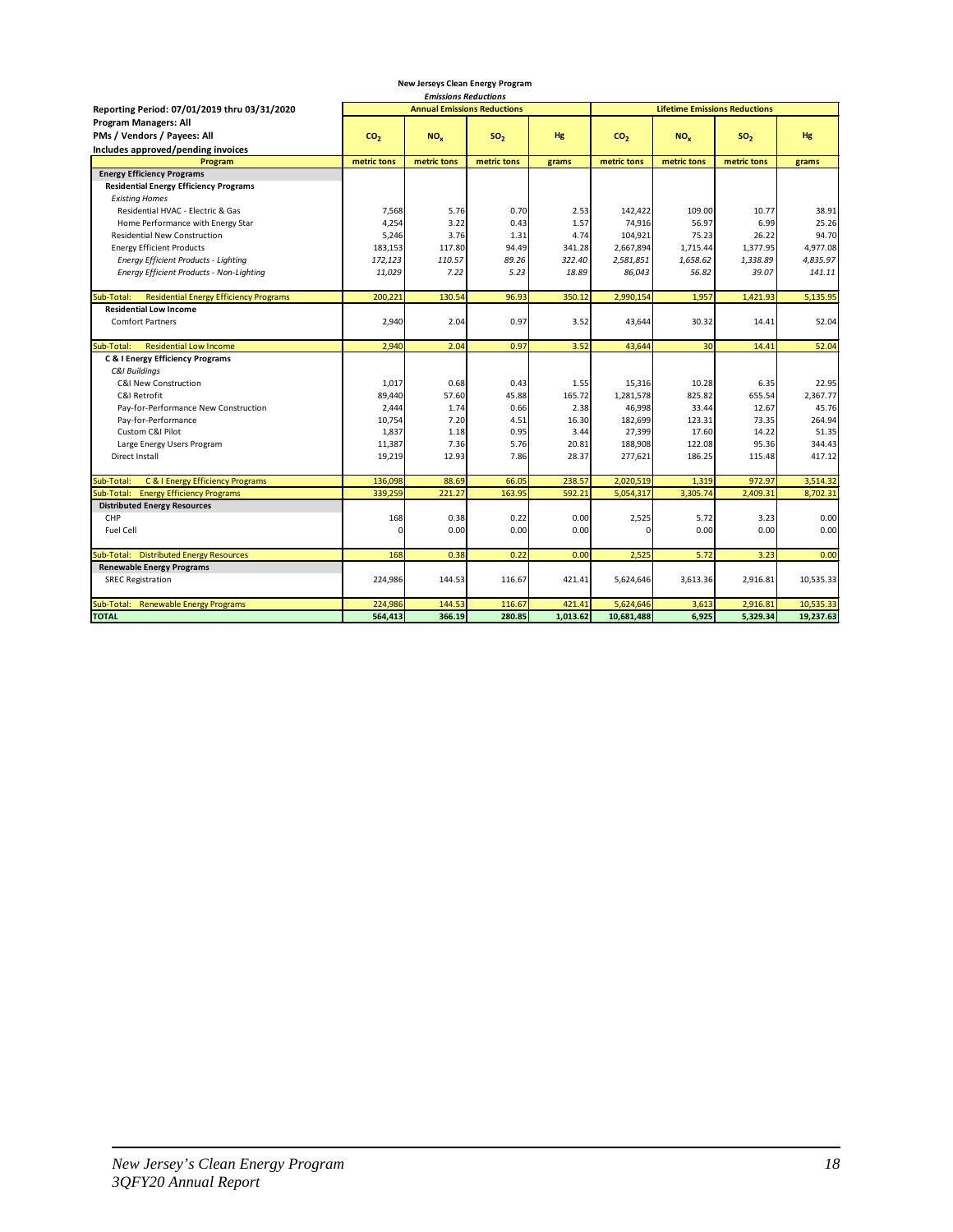**New Jerseys Clean Energy Program**

***Emissions Reductions***

| Reporting Period: 07/01/2019 thru 03/31/2020<br>Program Managers: All<br>PMs / Vendors / Payees: All<br>Includes approved/pending invoices | Annual Emissions Reductions | | | | Lifetime Emissions Reductions | | | |
|---|---|---|---|---|---|---|---|---|
| | $CO_2$ | $NO_x$ | $SO_2$ | Hg | $CO_2$ | $NO_x$ | $SO_2$ | Hg |
| **Program** | metric tons | metric tons | metric tons | grams | metric tons | metric tons | metric tons | grams |
| **Energy Efficiency Programs** | | | | | | | | |
| **Residential Energy Efficiency Programs** | | | | | | | | |
| *Existing Homes* | | | | | | | | |
| Residential HVAC - Electric & Gas | 7,568 | 5.76 | 0.70 | 2.53 | 142,422 | 109.00 | 10.77 | 38.91 |
| Home Performance with Energy Star | 4,254 | 3.22 | 0.43 | 1.57 | 74,916 | 56.97 | 6.99 | 25.26 |
| Residential New Construction | 5,246 | 3.76 | 1.31 | 4.74 | 104,921 | 75.23 | 26.22 | 94.70 |
| Energy Efficient Products | 183,153 | 117.80 | 94.49 | 341.28 | 2,667,894 | 1,715.44 | 1,377.95 | 4,977.08 |
| *Energy Efficient Products - Lighting* | *172,123* | *110.57* | *89.26* | *322.40* | *2,581,851* | *1,658.62* | *1,338.89* | *4,835.97* |
| *Energy Efficient Products - Non-Lighting* | *11,029* | *7.22* | *5.23* | *18.89* | *86,043* | *56.82* | *39.07* | *141.11* |
| Sub-Total: Residential Energy Efficiency Programs | 200,221 | 130.54 | 96.93 | 350.12 | 2,990,154 | 1,957 | 1,421.93 | 5,135.95 |
| **Residential Low Income** | | | | | | | | |
| Comfort Partners | 2,940 | 2.04 | 0.97 | 3.52 | 43,644 | 30.32 | 14.41 | 52.04 |
| Sub-Total: Residential Low Income | 2,940 | 2.04 | 0.97 | 3.52 | 43,644 | 30 | 14.41 | 52.04 |
| **C & I Energy Efficiency Programs** | | | | | | | | |
| *C&I Buildings* | | | | | | | | |
| C&I New Construction | 1,017 | 0.68 | 0.43 | 1.55 | 15,316 | 10.28 | 6.35 | 22.95 |
| C&I Retrofit | 89,440 | 57.60 | 45.88 | 165.72 | 1,281,578 | 825.82 | 655.54 | 2,367.77 |
| Pay-for-Performance New Construction | 2,444 | 1.74 | 0.66 | 2.38 | 46,998 | 33.44 | 12.67 | 45.76 |
| Pay-for-Performance | 10,754 | 7.20 | 4.51 | 16.30 | 182,699 | 123.31 | 73.35 | 264.94 |
| Custom C&I Pilot | 1,837 | 1.18 | 0.95 | 3.44 | 27,399 | 17.60 | 14.22 | 51.35 |
| Large Energy Users Program | 11,387 | 7.36 | 5.76 | 20.81 | 188,908 | 122.08 | 95.36 | 344.43 |
| Direct Install | 19,219 | 12.93 | 7.86 | 28.37 | 277,621 | 186.25 | 115.48 | 417.12 |
| Sub-Total: C & I Energy Efficiency Programs | 136,098 | 88.69 | 66.05 | 238.57 | 2,020,519 | 1,319 | 972.97 | 3,514.32 |
| Sub-Total: Energy Efficiency Programs | 339,259 | 221.27 | 163.95 | 592.21 | 5,054,317 | 3,305.74 | 2,409.31 | 8,702.31 |
| **Distributed Energy Resources** | | | | | | | | |
| CHP | 168 | 0.38 | 0.22 | 0.00 | 2,525 | 5.72 | 3.23 | 0.00 |
| Fuel Cell | 0 | 0.00 | 0.00 | 0.00 | 0 | 0.00 | 0.00 | 0.00 |
| Sub-Total: Distributed Energy Resources | 168 | 0.38 | 0.22 | 0.00 | 2,525 | 5.72 | 3.23 | 0.00 |
| **Renewable Energy Programs** | | | | | | | | |
| SREC Registration | 224,986 | 144.53 | 116.67 | 421.41 | 5,624,646 | 3,613.36 | 2,916.81 | 10,535.33 |
| Sub-Total: Renewable Energy Programs | 224,986 | 144.53 | 116.67 | 421.41 | 5,624,646 | 3,613 | 2,916.81 | 10,535.33 |
| **TOTAL** | **564,413** | **366.19** | **280.85** | **1,013.62** | **10,681,488** | **6,925** | **5,329.34** | **19,237.63** |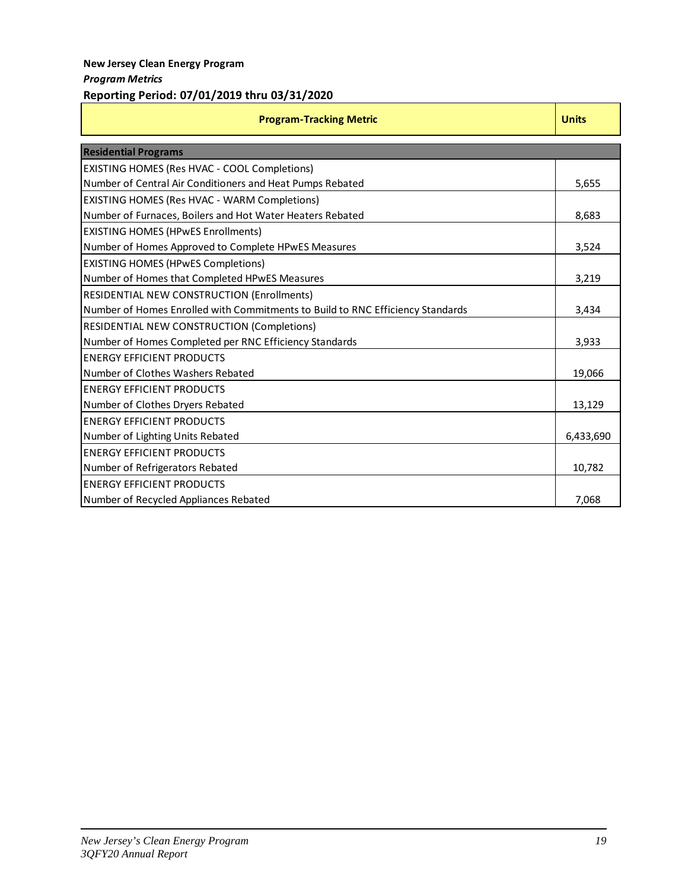**New Jersey Clean Energy Program**

***Program Metrics***

**Reporting Period: 07/01/2019 thru 03/31/2020**

| Program-Tracking Metric | Units |
| --- | --- |
| **Residential Programs** | |
| EXISTING HOMES (Res HVAC - COOL Completions)<br>Number of Central Air Conditioners and Heat Pumps Rebated | 5,655 |
| EXISTING HOMES (Res HVAC - WARM Completions)<br>Number of Furnaces, Boilers and Hot Water Heaters Rebated | 8,683 |
| EXISTING HOMES (HPwES Enrollments)<br>Number of Homes Approved to Complete HPwES Measures | 3,524 |
| EXISTING HOMES (HPwES Completions)<br>Number of Homes that Completed HPwES Measures | 3,219 |
| RESIDENTIAL NEW CONSTRUCTION (Enrollments)<br>Number of Homes Enrolled with Commitments to Build to RNC Efficiency Standards | 3,434 |
| RESIDENTIAL NEW CONSTRUCTION (Completions)<br>Number of Homes Completed per RNC Efficiency Standards | 3,933 |
| ENERGY EFFICIENT PRODUCTS<br>Number of Clothes Washers Rebated | 19,066 |
| ENERGY EFFICIENT PRODUCTS<br>Number of Clothes Dryers Rebated | 13,129 |
| ENERGY EFFICIENT PRODUCTS<br>Number of Lighting Units Rebated | 6,433,690 |
| ENERGY EFFICIENT PRODUCTS<br>Number of Refrigerators Rebated | 10,782 |
| ENERGY EFFICIENT PRODUCTS<br>Number of Recycled Appliances Rebated | 7,068 |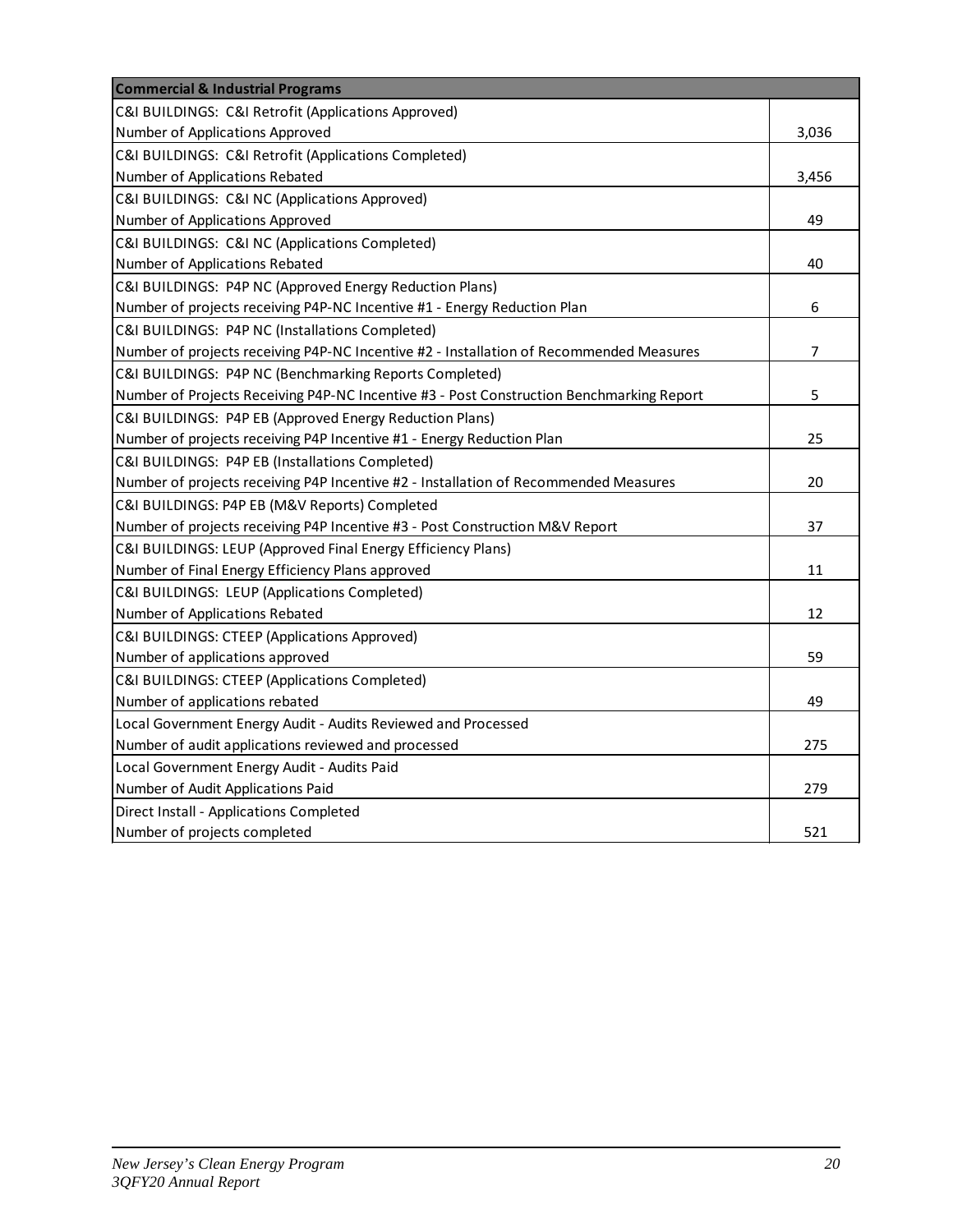| Commercial & Industrial Programs | |
|---|---|
| C&I BUILDINGS: C&I Retrofit (Applications Approved)<br>Number of Applications Approved | 3,036 |
| C&I BUILDINGS: C&I Retrofit (Applications Completed)<br>Number of Applications Rebated | 3,456 |
| C&I BUILDINGS: C&I NC (Applications Approved)<br>Number of Applications Approved | 49 |
| C&I BUILDINGS: C&I NC (Applications Completed)<br>Number of Applications Rebated | 40 |
| C&I BUILDINGS: P4P NC (Approved Energy Reduction Plans)<br>Number of projects receiving P4P-NC Incentive #1 - Energy Reduction Plan | 6 |
| C&I BUILDINGS: P4P NC (Installations Completed)<br>Number of projects receiving P4P-NC Incentive #2 - Installation of Recommended Measures | 7 |
| C&I BUILDINGS: P4P NC (Benchmarking Reports Completed)<br>Number of Projects Receiving P4P-NC Incentive #3 - Post Construction Benchmarking Report | 5 |
| C&I BUILDINGS: P4P EB (Approved Energy Reduction Plans)<br>Number of projects receiving P4P Incentive #1 - Energy Reduction Plan | 25 |
| C&I BUILDINGS: P4P EB (Installations Completed)<br>Number of projects receiving P4P Incentive #2 - Installation of Recommended Measures | 20 |
| C&I BUILDINGS: P4P EB (M&V Reports) Completed<br>Number of projects receiving P4P Incentive #3 - Post Construction M&V Report | 37 |
| C&I BUILDINGS: LEUP (Approved Final Energy Efficiency Plans)<br>Number of Final Energy Efficiency Plans approved | 11 |
| C&I BUILDINGS: LEUP (Applications Completed)<br>Number of Applications Rebated | 12 |
| C&I BUILDINGS: CTEEP (Applications Approved)<br>Number of applications approved | 59 |
| C&I BUILDINGS: CTEEP (Applications Completed)<br>Number of applications rebated | 49 |
| Local Government Energy Audit - Audits Reviewed and Processed<br>Number of audit applications reviewed and processed | 275 |
| Local Government Energy Audit - Audits Paid<br>Number of Audit Applications Paid | 279 |
| Direct Install - Applications Completed<br>Number of projects completed | 521 |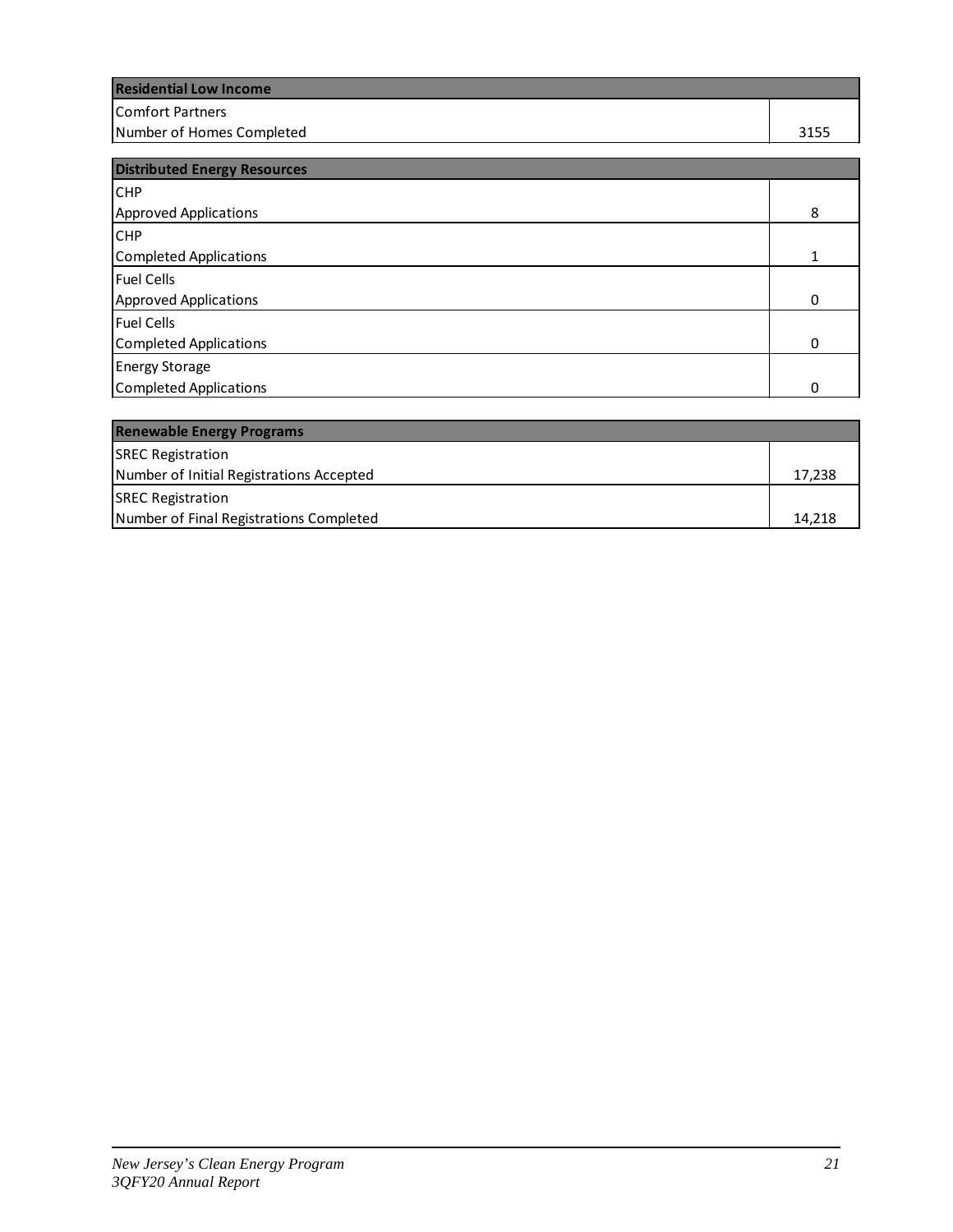| Residential Low Income | |
|---|---|
| Comfort Partners<br>Number of Homes Completed | 3155 |

| Distributed Energy Resources | |
|---|---|
| CHP<br>Approved Applications | 8 |
| CHP<br>Completed Applications | 1 |
| Fuel Cells<br>Approved Applications | 0 |
| Fuel Cells<br>Completed Applications | 0 |
| Energy Storage<br>Completed Applications | 0 |

| Renewable Energy Programs | |
|---|---|
| SREC Registration<br>Number of Initial Registrations Accepted | 17,238 |
| SREC Registration<br>Number of Final Registrations Completed | 14,218 |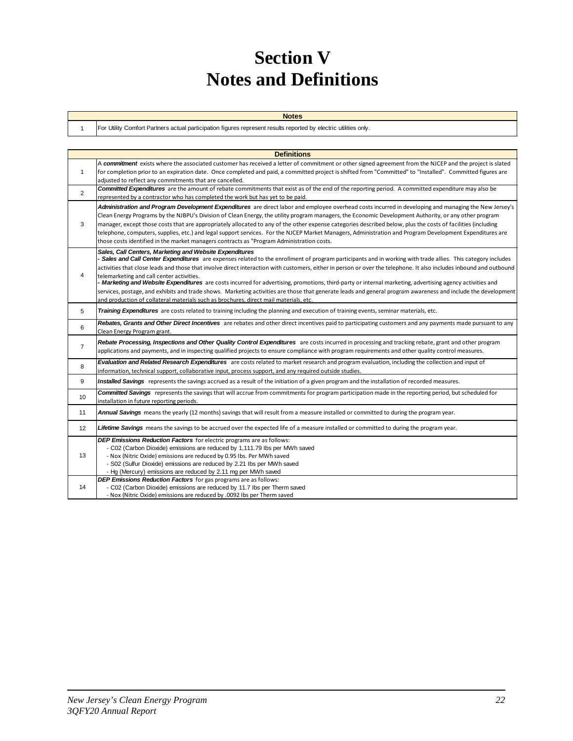# Section V
# Notes and Definitions

| | Notes |
|---|---|
| 1 | For Utility Comfort Partners actual participation figures represent results reported by electric utilities only. |

| | Definitions |
|---|---|
| 1 | A ***commitment*** exists where the associated customer has received a letter of commitment or other signed agreement from the NJCEP and the project is slated for completion prior to an expiration date. Once completed and paid, a committed project is shifted from "Committed" to "Installed". Committed figures are adjusted to reflect any commitments that are cancelled. |
| 2 | ***Committed Expenditures*** are the amount of rebate commitments that exist as of the end of the reporting period. A committed expenditure may also be represented by a contractor who has completed the work but has yet to be paid. |
| 3 | ***Administration and Program Development Expenditures*** are direct labor and employee overhead costs incurred in developing and managing the New Jersey's Clean Energy Programs by the NJBPU's Division of Clean Energy, the utility program managers, the Economic Development Authority, or any other program manager, except those costs that are appropriately allocated to any of the other expense categories described below, plus the costs of facilities (including telephone, computers, supplies, etc.) and legal support services. For the NJCEP Market Managers, Administration and Program Development Expenditures are those costs identified in the market managers contracts as "Program Administration costs. |
| 4 | ***Sales, Call Centers, Marketing and Website Expenditures***<br>- ***Sales and Call Center Expenditures*** are expenses related to the enrollment of program participants and in working with trade allies. This category includes activities that close leads and those that involve direct interaction with customers, either in person or over the telephone. It also includes inbound and outbound telemarketing and call center activities.<br>- ***Marketing and Website Expenditures*** are costs incurred for advertising, promotions, third-party or internal marketing, advertising agency activities and services, postage, and exhibits and trade shows. Marketing activities are those that generate leads and general program awareness and include the development and production of collateral materials such as brochures, direct mail materials, etc. |
| 5 | ***Training Expenditures*** are costs related to training including the planning and execution of training events, seminar materials, etc. |
| 6 | ***Rebates, Grants and Other Direct Incentives*** are rebates and other direct incentives paid to participating customers and any payments made pursuant to any Clean Energy Program grant. |
| 7 | ***Rebate Processing, Inspections and Other Quality Control Expenditures*** are costs incurred in processing and tracking rebate, grant and other program applications and payments, and in inspecting qualified projects to ensure compliance with program requirements and other quality control measures. |
| 8 | ***Evaluation and Related Research Expenditures*** are costs related to market research and program evaluation, including the collection and input of information, technical support, collaborative input, process support, and any required outside studies. |
| 9 | ***Installed Savings*** represents the savings accrued as a result of the initiation of a given program and the installation of recorded measures. |
| 10 | ***Committed Savings*** represents the savings that will accrue from commitments for program participation made in the reporting period, but scheduled for installation in future reporting periods. |
| 11 | ***Annual Savings*** means the yearly (12 months) savings that will result from a measure installed or committed to during the program year. |
| 12 | ***Lifetime Savings*** means the savings to be accrued over the expected life of a measure installed or committed to during the program year. |
| 13 | ***DEP Emissions Reduction Factors*** for electric programs are as follows:<br>- C02 (Carbon Dioxide) emissions are reduced by 1,111.79 Ibs per MWh saved<br>- Nox (Nitric Oxide) emissions are reduced by 0.95 Ibs. Per MWh saved<br>- S02 (Sulfur Dioxide) emissions are reduced by 2.21 Ibs per MWh saved<br>- Hg (Mercury) emissions are reduced by 2.11 mg per MWh saved |
| 14 | ***DEP Emissions Reduction Factors*** for gas programs are as follows:<br>- C02 (Carbon Dioxide) emissions are reduced by 11.7 Ibs per Therm saved<br>- Nox (Nitric Oxide) emissions are reduced by .0092 Ibs per Therm saved |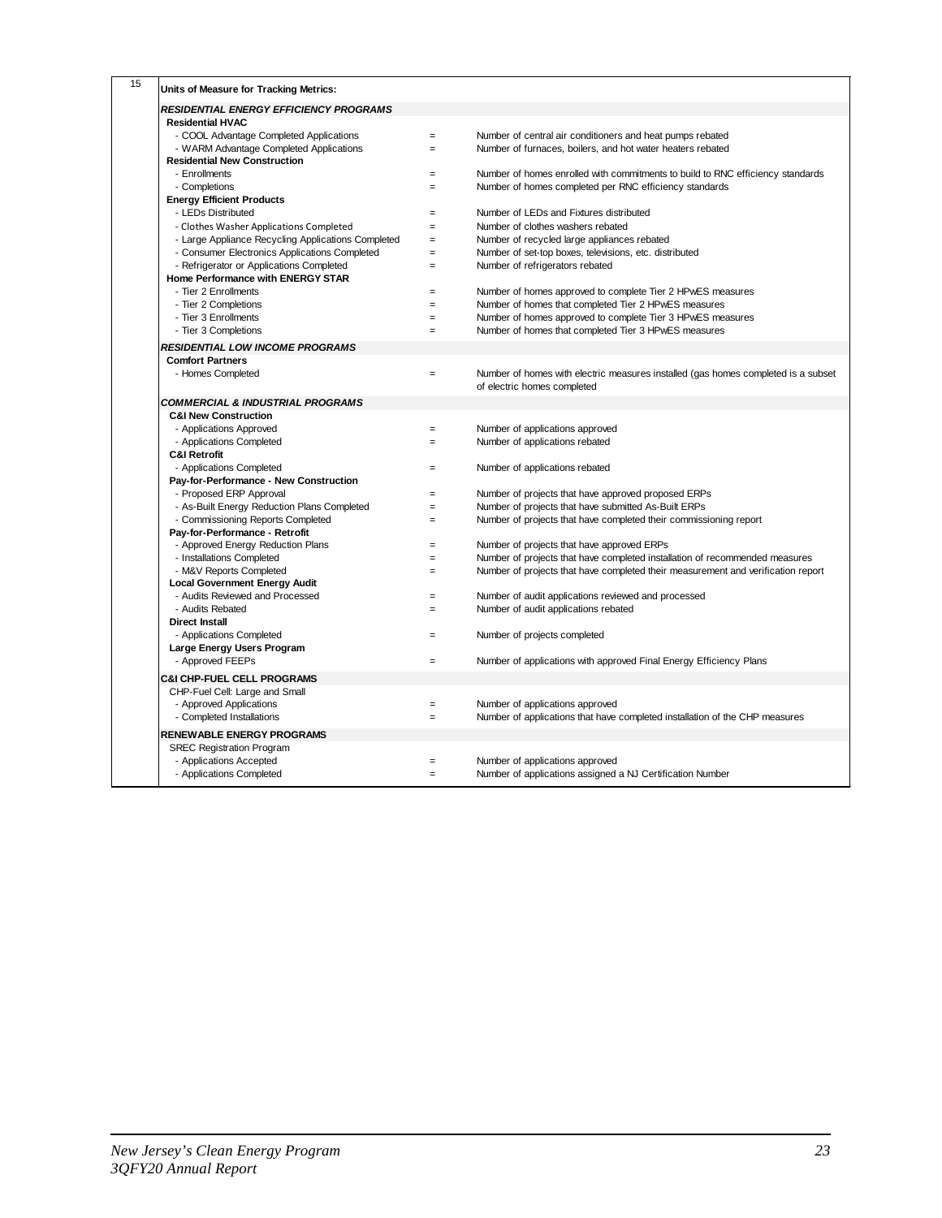15

**Units of Measure for Tracking Metrics:**

| | | |
|---|---|---|
| ***RESIDENTIAL ENERGY EFFICIENCY PROGRAMS*** | | |
| **Residential HVAC** | | |
| - COOL Advantage Completed Applications | = | Number of central air conditioners and heat pumps rebated |
| - WARM Advantage Completed Applications | = | Number of furnaces, boilers, and hot water heaters rebated |
| **Residential New Construction** | | |
| - Enrollments | = | Number of homes enrolled with commitments to build to RNC efficiency standards |
| - Completions | = | Number of homes completed per RNC efficiency standards |
| **Energy Efficient Products** | | |
| - LEDs Distributed | = | Number of LEDs and Fixtures distributed |
| - Clothes Washer Applications Completed | = | Number of clothes washers rebated |
| - Large Appliance Recycling Applications Completed | = | Number of recycled large appliances rebated |
| - Consumer Electronics Applications Completed | = | Number of set-top boxes, televisions, etc. distributed |
| - Refrigerator or Applications Completed | = | Number of refrigerators rebated |
| **Home Performance with ENERGY STAR** | | |
| - Tier 2 Enrollments | = | Number of homes approved to complete Tier 2 HPwES measures |
| - Tier 2 Completions | = | Number of homes that completed Tier 2 HPwES measures |
| - Tier 3 Enrollments | = | Number of homes approved to complete Tier 3 HPwES measures |
| - Tier 3 Completions | = | Number of homes that completed Tier 3 HPwES measures |
| ***RESIDENTIAL LOW INCOME PROGRAMS*** | | |
| **Comfort Partners** | | |
| - Homes Completed | = | Number of homes with electric measures installed (gas homes completed is a subset of electric homes completed |
| ***COMMERCIAL & INDUSTRIAL PROGRAMS*** | | |
| **C&I New Construction** | | |
| - Applications Approved | = | Number of applications approved |
| - Applications Completed | = | Number of applications rebated |
| **C&I Retrofit** | | |
| - Applications Completed | = | Number of applications rebated |
| **Pay-for-Performance - New Construction** | | |
| - Proposed ERP Approval | = | Number of projects that have approved proposed ERPs |
| - As-Built Energy Reduction Plans Completed | = | Number of projects that have submitted As-Built ERPs |
| - Commissioning Reports Completed | = | Number of projects that have completed their commissioning report |
| **Pay-for-Performance - Retrofit** | | |
| - Approved Energy Reduction Plans | = | Number of projects that have approved ERPs |
| - Installations Completed | = | Number of projects that have completed installation of recommended measures |
| - M&V Reports Completed | = | Number of projects that have completed their measurement and verification report |
| **Local Government Energy Audit** | | |
| - Audits Reviewed and Processed | = | Number of audit applications reviewed and processed |
| - Audits Rebated | = | Number of audit applications rebated |
| **Direct Install** | | |
| - Applications Completed | = | Number of projects completed |
| **Large Energy Users Program** | | |
| - Approved FEEPs | = | Number of applications with approved Final Energy Efficiency Plans |
| **C&I CHP-FUEL CELL PROGRAMS** | | |
| CHP-Fuel Cell: Large and Small | | |
| - Approved Applications | = | Number of applications approved |
| - Completed Installations | = | Number of applications that have completed installation of the CHP measures |
| **RENEWABLE ENERGY PROGRAMS** | | |
| SREC Registration Program | | |
| - Applications Accepted | = | Number of applications approved |
| - Applications Completed | = | Number of applications assigned a NJ Certification Number |